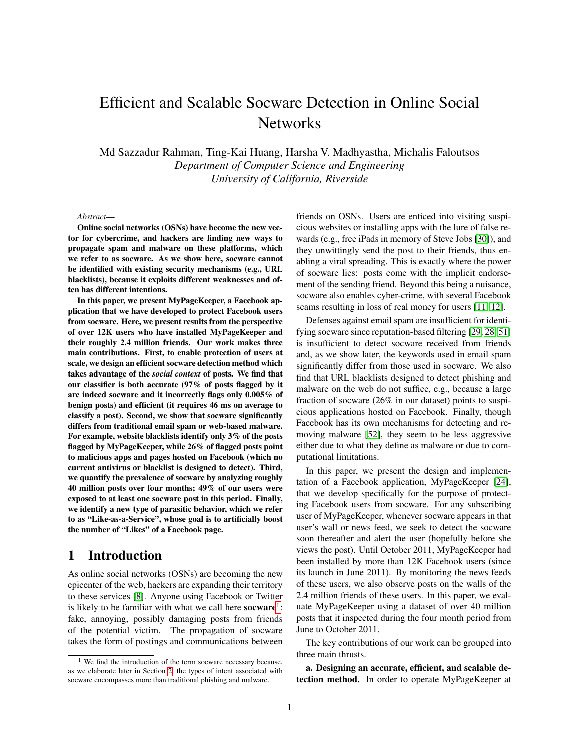# Efficient and Scalable Socware Detection in Online Social Networks

Md Sazzadur Rahman, Ting-Kai Huang, Harsha V. Madhyastha, Michalis Faloutsos
*Department of Computer Science and Engineering*
*University of California, Riverside*

*Abstract*—

**Online social networks (OSNs) have become the new vector for cybercrime, and hackers are finding new ways to propagate spam and malware on these platforms, which we refer to as socware. As we show here, socware cannot be identified with existing security mechanisms (e.g., URL blacklists), because it exploits different weaknesses and often has different intentions.**

**In this paper, we present MyPageKeeper, a Facebook application that we have developed to protect Facebook users from socware. Here, we present results from the perspective of over 12K users who have installed MyPageKeeper and their roughly 2.4 million friends. Our work makes three main contributions. First, to enable protection of users at scale, we design an efficient socware detection method which takes advantage of the *social context* of posts. We find that our classifier is both accurate (97% of posts flagged by it are indeed socware and it incorrectly flags only 0.005% of benign posts) and efficient (it requires 46 ms on average to classify a post). Second, we show that socware significantly differs from traditional email spam or web-based malware. For example, website blacklists identify only 3% of the posts flagged by MyPageKeeper, while 26% of flagged posts point to malicious apps and pages hosted on Facebook (which no current antivirus or blacklist is designed to detect). Third, we quantify the prevalence of socware by analyzing roughly 40 million posts over four months; 49% of our users were exposed to at least one socware post in this period. Finally, we identify a new type of parasitic behavior, which we refer to as "Like-as-a-Service", whose goal is to artificially boost the number of "Likes" of a Facebook page.**

## 1 Introduction

As online social networks (OSNs) are becoming the new epicenter of the web, hackers are expanding their territory to these services [8]. Anyone using Facebook or Twitter is likely to be familiar with what we call here **socware**[1]: fake, annoying, possibly damaging posts from friends of the potential victim. The propagation of socware takes the form of postings and communications between friends on OSNs. Users are enticed into visiting suspicious websites or installing apps with the lure of false rewards (e.g., free iPads in memory of Steve Jobs [30]), and they unwittingly send the post to their friends, thus enabling a viral spreading. This is exactly where the power of socware lies: posts come with the implicit endorsement of the sending friend. Beyond this being a nuisance, socware also enables cyber-crime, with several Facebook scams resulting in loss of real money for users [11, 12].

Defenses against email spam are insufficient for identifying socware since reputation-based filtering [29, 28, 51] is insufficient to detect socware received from friends and, as we show later, the keywords used in email spam significantly differ from those used in socware. We also find that URL blacklists designed to detect phishing and malware on the web do not suffice, e.g., because a large fraction of socware (26% in our dataset) points to suspicious applications hosted on Facebook. Finally, though Facebook has its own mechanisms for detecting and removing malware [52], they seem to be less aggressive either due to what they define as malware or due to computational limitations.

In this paper, we present the design and implementation of a Facebook application, MyPageKeeper [24], that we develop specifically for the purpose of protecting Facebook users from socware. For any subscribing user of MyPageKeeper, whenever socware appears in that user's wall or news feed, we seek to detect the socware soon thereafter and alert the user (hopefully before she views the post). Until October 2011, MyPageKeeper had been installed by more than 12K Facebook users (since its launch in June 2011). By monitoring the news feeds of these users, we also observe posts on the walls of the 2.4 million friends of these users. In this paper, we evaluate MyPageKeeper using a dataset of over 40 million posts that it inspected during the four month period from June to October 2011.

The key contributions of our work can be grouped into three main thrusts.

**a. Designing an accurate, efficient, and scalable detection method.** In order to operate MyPageKeeper at

[1] We find the introduction of the term socware necessary because, as we elaborate later in Section 2, the types of intent associated with socware encompasses more than traditional phishing and malware.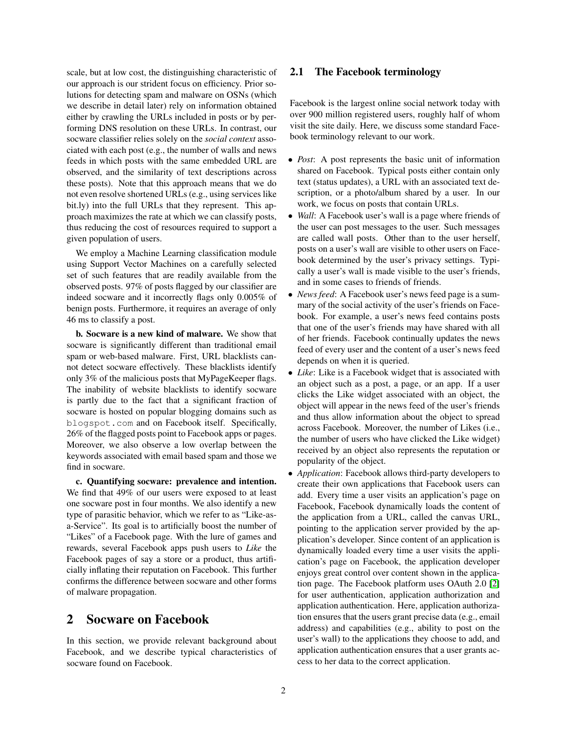scale, but at low cost, the distinguishing characteristic of our approach is our strident focus on efficiency. Prior solutions for detecting spam and malware on OSNs (which we describe in detail later) rely on information obtained either by crawling the URLs included in posts or by performing DNS resolution on these URLs. In contrast, our socware classifier relies solely on the *social context* associated with each post (e.g., the number of walls and news feeds in which posts with the same embedded URL are observed, and the similarity of text descriptions across these posts). Note that this approach means that we do not even resolve shortened URLs (e.g., using services like bit.ly) into the full URLs that they represent. This approach maximizes the rate at which we can classify posts, thus reducing the cost of resources required to support a given population of users.

We employ a Machine Learning classification module using Support Vector Machines on a carefully selected set of such features that are readily available from the observed posts. 97% of posts flagged by our classifier are indeed socware and it incorrectly flags only 0.005% of benign posts. Furthermore, it requires an average of only 46 ms to classify a post.

**b. Socware is a new kind of malware.** We show that socware is significantly different than traditional email spam or web-based malware. First, URL blacklists cannot detect socware effectively. These blacklists identify only 3% of the malicious posts that MyPageKeeper flags. The inability of website blacklists to identify socware is partly due to the fact that a significant fraction of socware is hosted on popular blogging domains such as `blogspot.com` and on Facebook itself. Specifically, 26% of the flagged posts point to Facebook apps or pages. Moreover, we also observe a low overlap between the keywords associated with email based spam and those we find in socware.

**c. Quantifying socware: prevalence and intention.** We find that 49% of our users were exposed to at least one socware post in four months. We also identify a new type of parasitic behavior, which we refer to as "Like-as-a-Service". Its goal is to artificially boost the number of "Likes" of a Facebook page. With the lure of games and rewards, several Facebook apps push users to *Like* the Facebook pages of say a store or a product, thus artificially inflating their reputation on Facebook. This further confirms the difference between socware and other forms of malware propagation.

## 2 Socware on Facebook

In this section, we provide relevant background about Facebook, and we describe typical characteristics of socware found on Facebook.

### 2.1 The Facebook terminology

Facebook is the largest online social network today with over 900 million registered users, roughly half of whom visit the site daily. Here, we discuss some standard Facebook terminology relevant to our work.

- *Post*: A post represents the basic unit of information shared on Facebook. Typical posts either contain only text (status updates), a URL with an associated text description, or a photo/album shared by a user. In our work, we focus on posts that contain URLs.
- *Wall*: A Facebook user's wall is a page where friends of the user can post messages to the user. Such messages are called wall posts. Other than to the user herself, posts on a user's wall are visible to other users on Facebook determined by the user's privacy settings. Typically a user's wall is made visible to the user's friends, and in some cases to friends of friends.
- *News feed*: A Facebook user's news feed page is a summary of the social activity of the user's friends on Facebook. For example, a user's news feed contains posts that one of the user's friends may have shared with all of her friends. Facebook continually updates the news feed of every user and the content of a user's news feed depends on when it is queried.
- *Like*: Like is a Facebook widget that is associated with an object such as a post, a page, or an app. If a user clicks the Like widget associated with an object, the object will appear in the news feed of the user's friends and thus allow information about the object to spread across Facebook. Moreover, the number of Likes (i.e., the number of users who have clicked the Like widget) received by an object also represents the reputation or popularity of the object.
- *Application*: Facebook allows third-party developers to create their own applications that Facebook users can add. Every time a user visits an application's page on Facebook, Facebook dynamically loads the content of the application from a URL, called the canvas URL, pointing to the application server provided by the application's developer. Since content of an application is dynamically loaded every time a user visits the application's page on Facebook, the application developer enjoys great control over content shown in the application page. The Facebook platform uses OAuth 2.0 [2] for user authentication, application authorization and application authentication. Here, application authorization ensures that the users grant precise data (e.g., email address) and capabilities (e.g., ability to post on the user's wall) to the applications they choose to add, and application authentication ensures that a user grants access to her data to the correct application.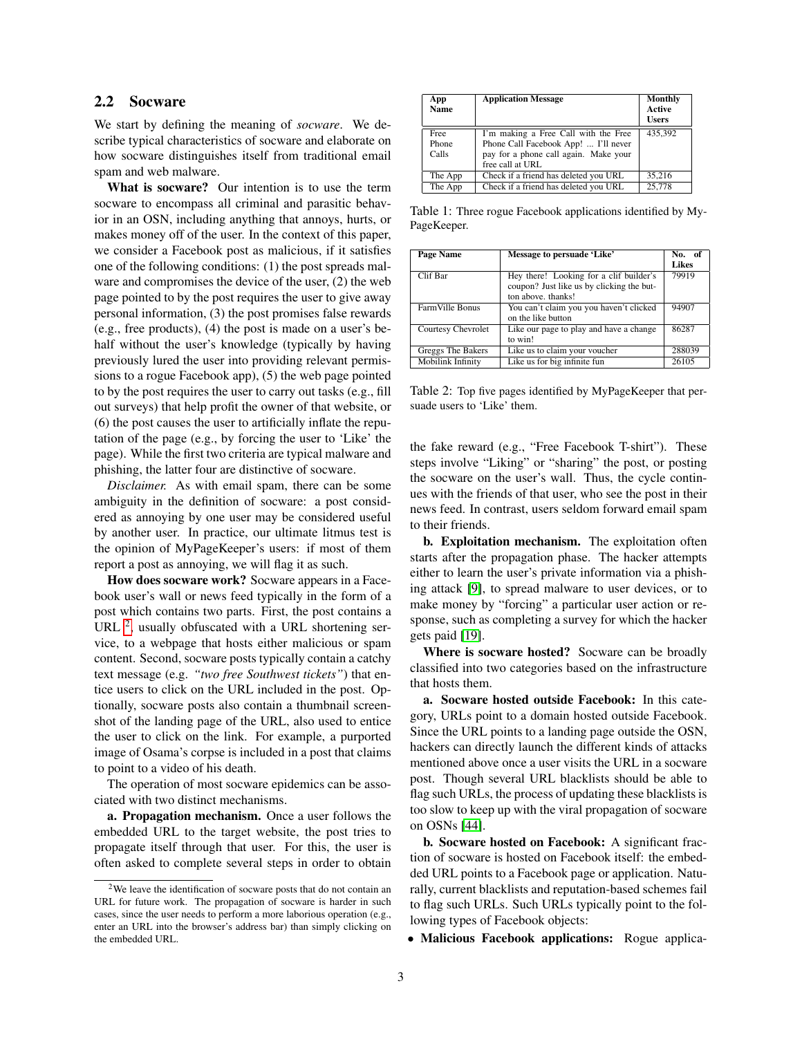## 2.2 Socware

We start by defining the meaning of *socware*. We describe typical characteristics of socware and elaborate on how socware distinguishes itself from traditional email spam and web malware.

**What is socware?** Our intention is to use the term socware to encompass all criminal and parasitic behavior in an OSN, including anything that annoys, hurts, or makes money off of the user. In the context of this paper, we consider a Facebook post as malicious, if it satisfies one of the following conditions: (1) the post spreads malware and compromises the device of the user, (2) the web page pointed to by the post requires the user to give away personal information, (3) the post promises false rewards (e.g., free products), (4) the post is made on a user's behalf without the user's knowledge (typically by having previously lured the user into providing relevant permissions to a rogue Facebook app), (5) the web page pointed to by the post requires the user to carry out tasks (e.g., fill out surveys) that help profit the owner of that website, or (6) the post causes the user to artificially inflate the reputation of the page (e.g., by forcing the user to 'Like' the page). While the first two criteria are typical malware and phishing, the latter four are distinctive of socware.

*Disclaimer.* As with email spam, there can be some ambiguity in the definition of socware: a post considered as annoying by one user may be considered useful by another user. In practice, our ultimate litmus test is the opinion of MyPageKeeper's users: if most of them report a post as annoying, we will flag it as such.

**How does socware work?** Socware appears in a Facebook user's wall or news feed typically in the form of a post which contains two parts. First, the post contains a URL [2], usually obfuscated with a URL shortening service, to a webpage that hosts either malicious or spam content. Second, socware posts typically contain a catchy text message (e.g. *"two free Southwest tickets"*) that entice users to click on the URL included in the post. Optionally, socware posts also contain a thumbnail screenshot of the landing page of the URL, also used to entice the user to click on the link. For example, a purported image of Osama's corpse is included in a post that claims to point to a video of his death.

The operation of most socware epidemics can be associated with two distinct mechanisms.

**a. Propagation mechanism.** Once a user follows the embedded URL to the target website, the post tries to propagate itself through that user. For this, the user is often asked to complete several steps in order to obtain the fake reward (e.g., "Free Facebook T-shirt"). These steps involve "Liking" or "sharing" the post, or posting the socware on the user's wall. Thus, the cycle continues with the friends of that user, who see the post in their news feed. In contrast, users seldom forward email spam to their friends.

**b. Exploitation mechanism.** The exploitation often starts after the propagation phase. The hacker attempts either to learn the user's private information via a phishing attack [9], to spread malware to user devices, or to make money by "forcing" a particular user action or response, such as completing a survey for which the hacker gets paid [19].

| App Name | Application Message | Monthly Active Users |
|---|---|---|
| Free Phone Calls | I'm making a Free Call with the Free Phone Call Facebook App! ... I'll never pay for a phone call again. Make your free call at URL | 435,392 |
| The App | Check if a friend has deleted you URL | 35,216 |
| The App | Check if a friend has deleted you URL | 25,778 |

Table 1: Three rogue Facebook applications identified by MyPageKeeper.

| Page Name | Message to persuade 'Like' | No. of Likes |
|---|---|---|
| Clif Bar | Hey there! Looking for a clif builder's coupon? Just like us by clicking the button above. thanks! | 79919 |
| FarmVille Bonus | You can't claim you you haven't clicked on the like button | 94907 |
| Courtesy Chevrolet | Like our page to play and have a change to win! | 86287 |
| Greggs The Bakers | Like us to claim your voucher | 288039 |
| Mobilink Infinity | Like us for big infinite fun | 26105 |

Table 2: Top five pages identified by MyPageKeeper that persuade users to 'Like' them.

**Where is socware hosted?** Socware can be broadly classified into two categories based on the infrastructure that hosts them.

**a. Socware hosted outside Facebook:** In this category, URLs point to a domain hosted outside Facebook. Since the URL points to a landing page outside the OSN, hackers can directly launch the different kinds of attacks mentioned above once a user visits the URL in a socware post. Though several URL blacklists should be able to flag such URLs, the process of updating these blacklists is too slow to keep up with the viral propagation of socware on OSNs [44].

**b. Socware hosted on Facebook:** A significant fraction of socware is hosted on Facebook itself: the embedded URL points to a Facebook page or application. Naturally, current blacklists and reputation-based schemes fail to flag such URLs. Such URLs typically point to the following types of Facebook objects:

- **Malicious Facebook applications:** Rogue applica-

[2] We leave the identification of socware posts that do not contain an URL for future work. The propagation of socware is harder in such cases, since the user needs to perform a more laborious operation (e.g., enter an URL into the browser's address bar) than simply clicking on the embedded URL.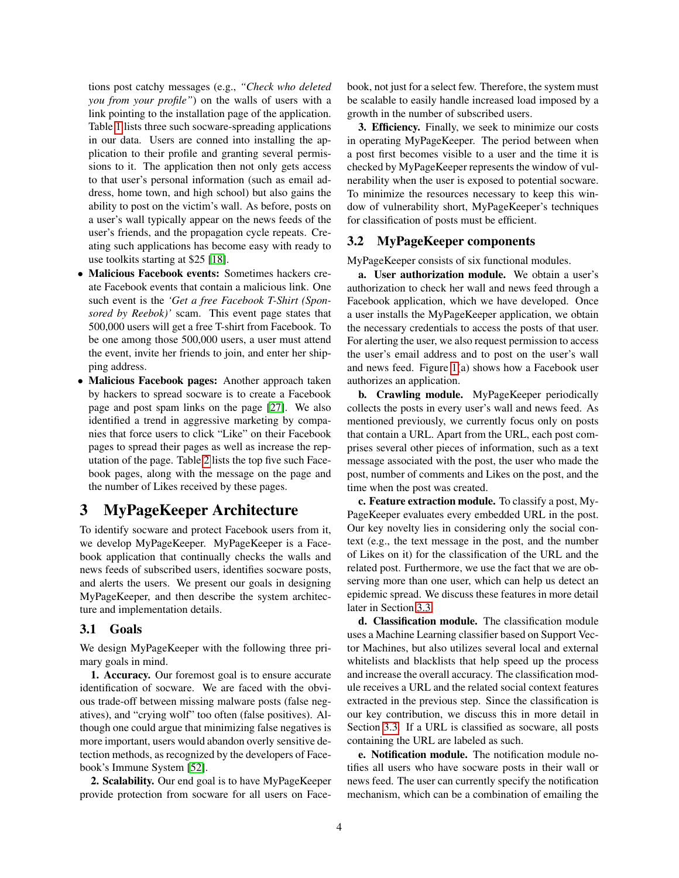tions post catchy messages (e.g., *"Check who deleted you from your profile"*) on the walls of users with a link pointing to the installation page of the application. Table 1 lists three such socware-spreading applications in our data. Users are conned into installing the application to their profile and granting several permissions to it. The application then not only gets access to that user's personal information (such as email address, home town, and high school) but also gains the ability to post on the victim's wall. As before, posts on a user's wall typically appear on the news feeds of the user's friends, and the propagation cycle repeats. Creating such applications has become easy with ready to use toolkits starting at $25 [18].

- **Malicious Facebook events:** Sometimes hackers create Facebook events that contain a malicious link. One such event is the *'Get a free Facebook T-Shirt (Sponsored by Reebok)'* scam. This event page states that 500,000 users will get a free T-shirt from Facebook. To be one among those 500,000 users, a user must attend the event, invite her friends to join, and enter her shipping address.
- **Malicious Facebook pages:** Another approach taken by hackers to spread socware is to create a Facebook page and post spam links on the page [27]. We also identified a trend in aggressive marketing by companies that force users to click "Like" on their Facebook pages to spread their pages as well as increase the reputation of the page. Table 2 lists the top five such Facebook pages, along with the message on the page and the number of Likes received by these pages.

# 3 MyPageKeeper Architecture

To identify socware and protect Facebook users from it, we develop MyPageKeeper. MyPageKeeper is a Facebook application that continually checks the walls and news feeds of subscribed users, identifies socware posts, and alerts the users. We present our goals in designing MyPageKeeper, and then describe the system architecture and implementation details.

## 3.1 Goals

We design MyPageKeeper with the following three primary goals in mind.

**1. Accuracy.** Our foremost goal is to ensure accurate identification of socware. We are faced with the obvious trade-off between missing malware posts (false negatives), and "crying wolf" too often (false positives). Although one could argue that minimizing false negatives is more important, users would abandon overly sensitive detection methods, as recognized by the developers of Facebook's Immune System [52].

**2. Scalability.** Our end goal is to have MyPageKeeper provide protection from socware for all users on Facebook, not just for a select few. Therefore, the system must be scalable to easily handle increased load imposed by a growth in the number of subscribed users.

**3. Efficiency.** Finally, we seek to minimize our costs in operating MyPageKeeper. The period between when a post first becomes visible to a user and the time it is checked by MyPageKeeper represents the window of vulnerability when the user is exposed to potential socware. To minimize the resources necessary to keep this window of vulnerability short, MyPageKeeper's techniques for classification of posts must be efficient.

## 3.2 MyPageKeeper components

MyPageKeeper consists of six functional modules.

**a. User authorization module.** We obtain a user's authorization to check her wall and news feed through a Facebook application, which we have developed. Once a user installs the MyPageKeeper application, we obtain the necessary credentials to access the posts of that user. For alerting the user, we also request permission to access the user's email address and to post on the user's wall and news feed. Figure 1(a) shows how a Facebook user authorizes an application.

**b. Crawling module.** MyPageKeeper periodically collects the posts in every user's wall and news feed. As mentioned previously, we currently focus only on posts that contain a URL. Apart from the URL, each post comprises several other pieces of information, such as a text message associated with the post, the user who made the post, number of comments and Likes on the post, and the time when the post was created.

**c. Feature extraction module.** To classify a post, MyPageKeeper evaluates every embedded URL in the post. Our key novelty lies in considering only the social context (e.g., the text message in the post, and the number of Likes on it) for the classification of the URL and the related post. Furthermore, we use the fact that we are observing more than one user, which can help us detect an epidemic spread. We discuss these features in more detail later in Section 3.3.

**d. Classification module.** The classification module uses a Machine Learning classifier based on Support Vector Machines, but also utilizes several local and external whitelists and blacklists that help speed up the process and increase the overall accuracy. The classification module receives a URL and the related social context features extracted in the previous step. Since the classification is our key contribution, we discuss this in more detail in Section 3.3. If a URL is classified as socware, all posts containing the URL are labeled as such.

**e. Notification module.** The notification module notifies all users who have socware posts in their wall or news feed. The user can currently specify the notification mechanism, which can be a combination of emailing the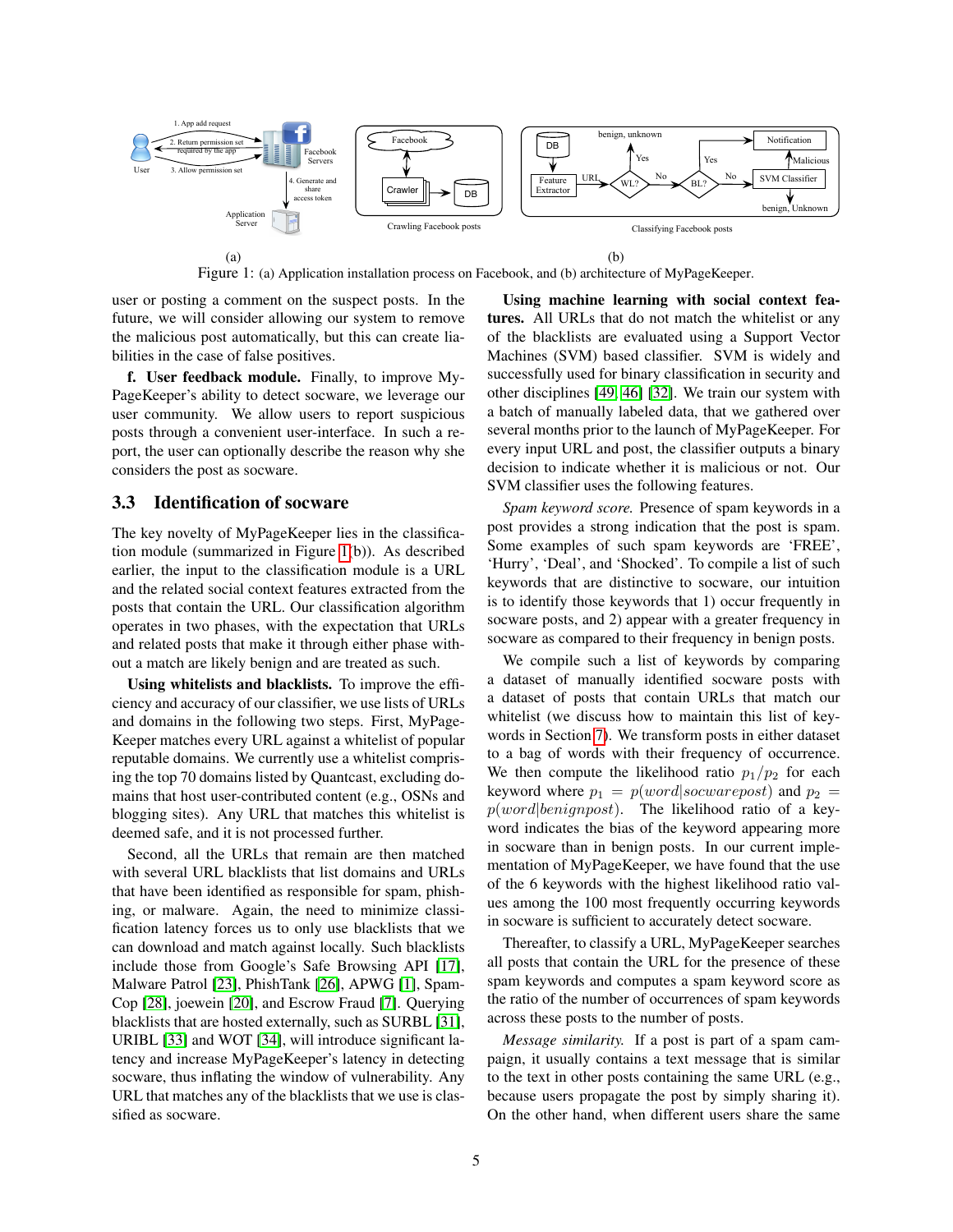Figure 1: (a) Application installation process on Facebook, and (b) architecture of MyPageKeeper.

user or posting a comment on the suspect posts. In the future, we will consider allowing our system to remove the malicious post automatically, but this can create liabilities in the case of false positives.

**f. User feedback module.** Finally, to improve MyPageKeeper's ability to detect socware, we leverage our user community. We allow users to report suspicious posts through a convenient user-interface. In such a report, the user can optionally describe the reason why she considers the post as socware.

### 3.3 Identification of socware

The key novelty of MyPageKeeper lies in the classification module (summarized in Figure 1(b)). As described earlier, the input to the classification module is a URL and the related social context features extracted from the posts that contain the URL. Our classification algorithm operates in two phases, with the expectation that URLs and related posts that make it through either phase without a match are likely benign and are treated as such.

**Using whitelists and blacklists.** To improve the efficiency and accuracy of our classifier, we use lists of URLs and domains in the following two steps. First, MyPageKeeper matches every URL against a whitelist of popular reputable domains. We currently use a whitelist comprising the top 70 domains listed by Quantcast, excluding domains that host user-contributed content (e.g., OSNs and blogging sites). Any URL that matches this whitelist is deemed safe, and it is not processed further.

Second, all the URLs that remain are then matched with several URL blacklists that list domains and URLs that have been identified as responsible for spam, phishing, or malware. Again, the need to minimize classification latency forces us to only use blacklists that we can download and match against locally. Such blacklists include those from Google's Safe Browsing API [17], Malware Patrol [23], PhishTank [26], APWG [1], SpamCop [28], joewein [20], and Escrow Fraud [7]. Querying blacklists that are hosted externally, such as SURBL [31], URIBL [33] and WOT [34], will introduce significant latency and increase MyPageKeeper's latency in detecting socware, thus inflating the window of vulnerability. Any URL that matches any of the blacklists that we use is classified as socware.

**Using machine learning with social context features.** All URLs that do not match the whitelist or any of the blacklists are evaluated using a Support Vector Machines (SVM) based classifier. SVM is widely and successfully used for binary classification in security and other disciplines [49, 46] [32]. We train our system with a batch of manually labeled data, that we gathered over several months prior to the launch of MyPageKeeper. For every input URL and post, the classifier outputs a binary decision to indicate whether it is malicious or not. Our SVM classifier uses the following features.

*Spam keyword score.* Presence of spam keywords in a post provides a strong indication that the post is spam. Some examples of such spam keywords are 'FREE', 'Hurry', 'Deal', and 'Shocked'. To compile a list of such keywords that are distinctive to socware, our intuition is to identify those keywords that 1) occur frequently in socware posts, and 2) appear with a greater frequency in socware as compared to their frequency in benign posts.

We compile such a list of keywords by comparing a dataset of manually identified socware posts with a dataset of posts that contain URLs that match our whitelist (we discuss how to maintain this list of keywords in Section 7). We transform posts in either dataset to a bag of words with their frequency of occurrence. We then compute the likelihood ratio $p_1/p_2$ for each keyword where $p_1 = p(word|socwarepost)$ and $p_2 = p(word|benignpost)$. The likelihood ratio of a keyword indicates the bias of the keyword appearing more in socware than in benign posts. In our current implementation of MyPageKeeper, we have found that the use of the 6 keywords with the highest likelihood ratio values among the 100 most frequently occurring keywords in socware is sufficient to accurately detect socware.

Thereafter, to classify a URL, MyPageKeeper searches all posts that contain the URL for the presence of these spam keywords and computes a spam keyword score as the ratio of the number of occurrences of spam keywords across these posts to the number of posts.

*Message similarity.* If a post is part of a spam campaign, it usually contains a text message that is similar to the text in other posts containing the same URL (e.g., because users propagate the post by simply sharing it). On the other hand, when different users share the same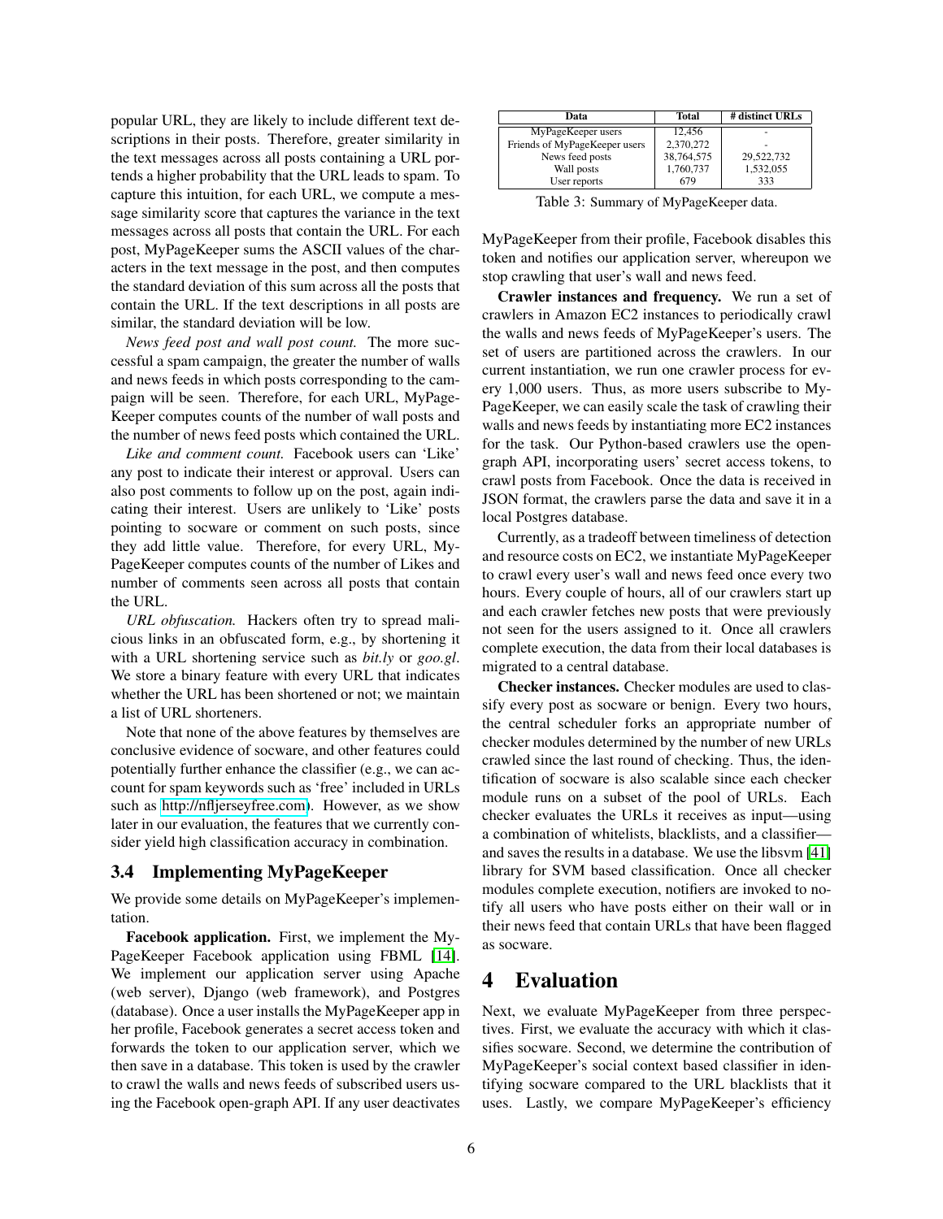popular URL, they are likely to include different text descriptions in their posts. Therefore, greater similarity in the text messages across all posts containing a URL portends a higher probability that the URL leads to spam. To capture this intuition, for each URL, we compute a message similarity score that captures the variance in the text messages across all posts that contain the URL. For each post, MyPageKeeper sums the ASCII values of the characters in the text message in the post, and then computes the standard deviation of this sum across all the posts that contain the URL. If the text descriptions in all posts are similar, the standard deviation will be low.

*News feed post and wall post count.* The more successful a spam campaign, the greater the number of walls and news feeds in which posts corresponding to the campaign will be seen. Therefore, for each URL, MyPageKeeper computes counts of the number of wall posts and the number of news feed posts which contained the URL.

*Like and comment count.* Facebook users can 'Like' any post to indicate their interest or approval. Users can also post comments to follow up on the post, again indicating their interest. Users are unlikely to 'Like' posts pointing to socware or comment on such posts, since they add little value. Therefore, for every URL, MyPageKeeper computes counts of the number of Likes and number of comments seen across all posts that contain the URL.

*URL obfuscation.* Hackers often try to spread malicious links in an obfuscated form, e.g., by shortening it with a URL shortening service such as *bit.ly* or *goo.gl*. We store a binary feature with every URL that indicates whether the URL has been shortened or not; we maintain a list of URL shorteners.

Note that none of the above features by themselves are conclusive evidence of socware, and other features could potentially further enhance the classifier (e.g., we can account for spam keywords such as 'free' included in URLs such as http://nfljerseyfree.com). However, as we show later in our evaluation, the features that we currently consider yield high classification accuracy in combination.

### 3.4 Implementing MyPageKeeper

We provide some details on MyPageKeeper's implementation.

**Facebook application.** First, we implement the MyPageKeeper Facebook application using FBML [14]. We implement our application server using Apache (web server), Django (web framework), and Postgres (database). Once a user installs the MyPageKeeper app in her profile, Facebook generates a secret access token and forwards the token to our application server, which we then save in a database. This token is used by the crawler to crawl the walls and news feeds of subscribed users using the Facebook open-graph API. If any user deactivates MyPageKeeper from their profile, Facebook disables this token and notifies our application server, whereupon we stop crawling that user's wall and news feed.

| Data | Total | # distinct URLs |
|---|---|---|
| MyPageKeeper users | 12,456 | - |
| Friends of MyPageKeeper users | 2,370,272 | - |
| News feed posts | 38,764,575 | 29,522,732 |
| Wall posts | 1,760,737 | 1,532,055 |
| User reports | 679 | 333 |

Table 3: Summary of MyPageKeeper data.

**Crawler instances and frequency.** We run a set of crawlers in Amazon EC2 instances to periodically crawl the walls and news feeds of MyPageKeeper's users. The set of users are partitioned across the crawlers. In our current instantiation, we run one crawler process for every 1,000 users. Thus, as more users subscribe to MyPageKeeper, we can easily scale the task of crawling their walls and news feeds by instantiating more EC2 instances for the task. Our Python-based crawlers use the open-graph API, incorporating users' secret access tokens, to crawl posts from Facebook. Once the data is received in JSON format, the crawlers parse the data and save it in a local Postgres database.

Currently, as a tradeoff between timeliness of detection and resource costs on EC2, we instantiate MyPageKeeper to crawl every user's wall and news feed once every two hours. Every couple of hours, all of our crawlers start up and each crawler fetches new posts that were previously not seen for the users assigned to it. Once all crawlers complete execution, the data from their local databases is migrated to a central database.

**Checker instances.** Checker modules are used to classify every post as socware or benign. Every two hours, the central scheduler forks an appropriate number of checker modules determined by the number of new URLs crawled since the last round of checking. Thus, the identification of socware is also scalable since each checker module runs on a subset of the pool of URLs. Each checker evaluates the URLs it receives as input—using a combination of whitelists, blacklists, and a classifier—and saves the results in a database. We use the libsvm [41] library for SVM based classification. Once all checker modules complete execution, notifiers are invoked to notify all users who have posts either on their wall or in their news feed that contain URLs that have been flagged as socware.

## 4 Evaluation

Next, we evaluate MyPageKeeper from three perspectives. First, we evaluate the accuracy with which it classifies socware. Second, we determine the contribution of MyPageKeeper's social context based classifier in identifying socware compared to the URL blacklists that it uses. Lastly, we compare MyPageKeeper's efficiency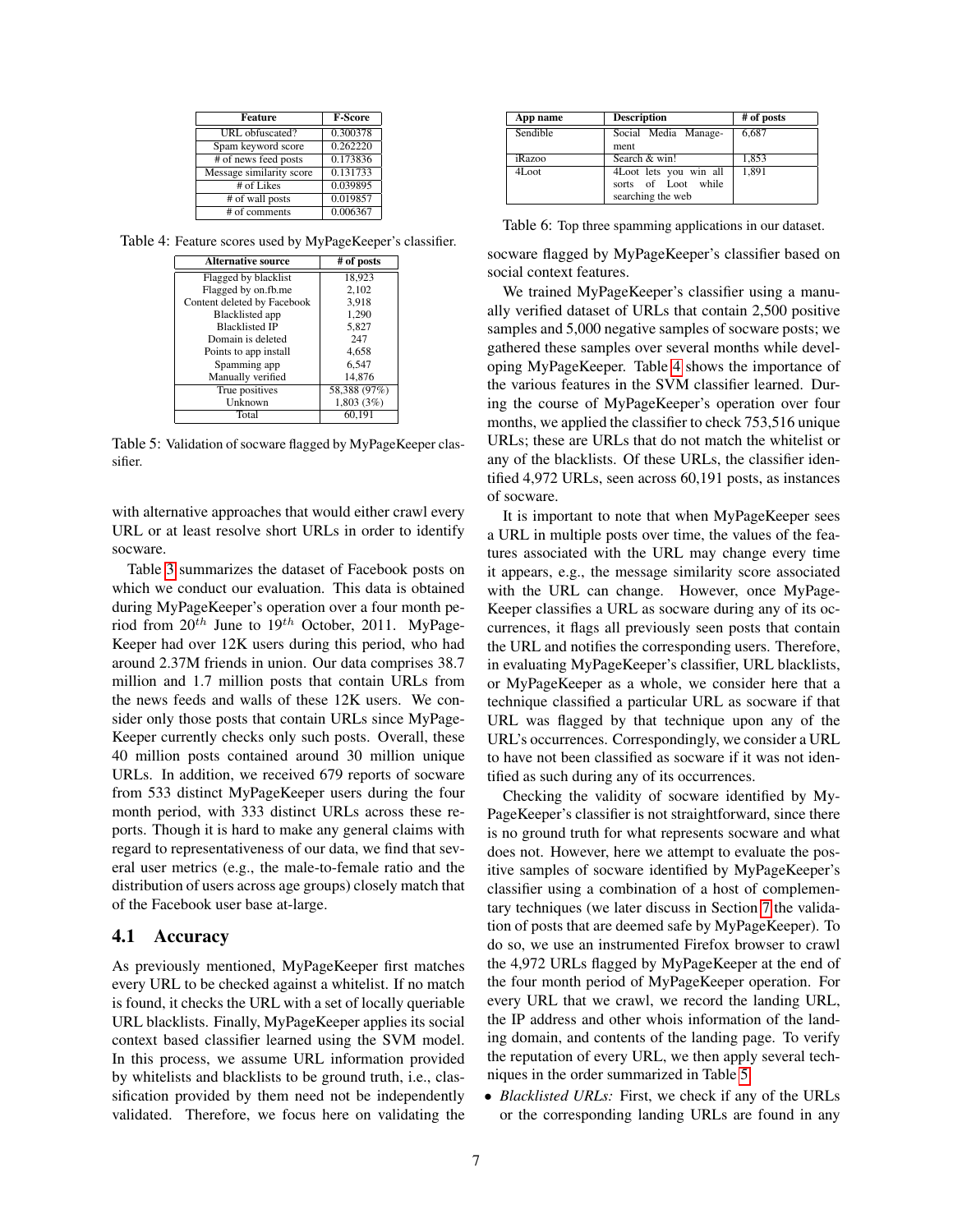| Feature | F-Score |
|---|---|
| URL obfuscated? | 0.300378 |
| Spam keyword score | 0.262220 |
| # of news feed posts | 0.173836 |
| Message similarity score | 0.131733 |
| # of Likes | 0.039895 |
| # of wall posts | 0.019857 |
| # of comments | 0.006367 |

Table 4: Feature scores used by MyPageKeeper's classifier.

| Alternative source | # of posts |
|---|---|
| Flagged by blacklist | 18,923 |
| Flagged by on.fb.me | 2,102 |
| Content deleted by Facebook | 3,918 |
| Blacklisted app | 1,290 |
| Blacklisted IP | 5,827 |
| Domain is deleted | 247 |
| Points to app install | 4,658 |
| Spamming app | 6,547 |
| Manually verified | 14,876 |
| True positives | 58,388 (97%) |
| Unknown | 1,803 (3%) |
| Total | 60,191 |

Table 5: Validation of socware flagged by MyPageKeeper classifier.

with alternative approaches that would either crawl every URL or at least resolve short URLs in order to identify socware.

Table 3 summarizes the dataset of Facebook posts on which we conduct our evaluation. This data is obtained during MyPageKeeper's operation over a four month period from $20^{th}$ June to $19^{th}$ October, 2011. MyPageKeeper had over 12K users during this period, who had around 2.37M friends in union. Our data comprises 38.7 million and 1.7 million posts that contain URLs from the news feeds and walls of these 12K users. We consider only those posts that contain URLs since MyPageKeeper currently checks only such posts. Overall, these 40 million posts contained around 30 million unique URLs. In addition, we received 679 reports of socware from 533 distinct MyPageKeeper users during the four month period, with 333 distinct URLs across these reports. Though it is hard to make any general claims with regard to representativeness of our data, we find that several user metrics (e.g., the male-to-female ratio and the distribution of users across age groups) closely match that of the Facebook user base at-large.

## 4.1 Accuracy

As previously mentioned, MyPageKeeper first matches every URL to be checked against a whitelist. If no match is found, it checks the URL with a set of locally queriable URL blacklists. Finally, MyPageKeeper applies its social context based classifier learned using the SVM model. In this process, we assume URL information provided by whitelists and blacklists to be ground truth, i.e., classification provided by them need not be independently validated. Therefore, we focus here on validating the socware flagged by MyPageKeeper's classifier based on social context features.

| App name | Description | # of posts |
|---|---|---|
| Sendible | Social Media Management | 6,687 |
| iRazoo | Search & win! | 1,853 |
| 4Loot | 4Loot lets you win all sorts of Loot while searching the web | 1,891 |

Table 6: Top three spamming applications in our dataset.

We trained MyPageKeeper's classifier using a manually verified dataset of URLs that contain 2,500 positive samples and 5,000 negative samples of socware posts; we gathered these samples over several months while developing MyPageKeeper. Table 4 shows the importance of the various features in the SVM classifier learned. During the course of MyPageKeeper's operation over four months, we applied the classifier to check 753,516 unique URLs; these are URLs that do not match the whitelist or any of the blacklists. Of these URLs, the classifier identified 4,972 URLs, seen across 60,191 posts, as instances of socware.

It is important to note that when MyPageKeeper sees a URL in multiple posts over time, the values of the features associated with the URL may change every time it appears, e.g., the message similarity score associated with the URL can change. However, once MyPageKeeper classifies a URL as socware during any of its occurrences, it flags all previously seen posts that contain the URL and notifies the corresponding users. Therefore, in evaluating MyPageKeeper's classifier, URL blacklists, or MyPageKeeper as a whole, we consider here that a technique classified a particular URL as socware if that URL was flagged by that technique upon any of the URL's occurrences. Correspondingly, we consider a URL to have not been classified as socware if it was not identified as such during any of its occurrences.

Checking the validity of socware identified by MyPageKeeper's classifier is not straightforward, since there is no ground truth for what represents socware and what does not. However, here we attempt to evaluate the positive samples of socware identified by MyPageKeeper's classifier using a combination of a host of complementary techniques (we later discuss in Section 7 the validation of posts that are deemed safe by MyPageKeeper). To do so, we use an instrumented Firefox browser to crawl the 4,972 URLs flagged by MyPageKeeper at the end of the four month period of MyPageKeeper operation. For every URL that we crawl, we record the landing URL, the IP address and other whois information of the landing domain, and contents of the landing page. To verify the reputation of every URL, we then apply several techniques in the order summarized in Table 5.

- *Blacklisted URLs:* First, we check if any of the URLs or the corresponding landing URLs are found in any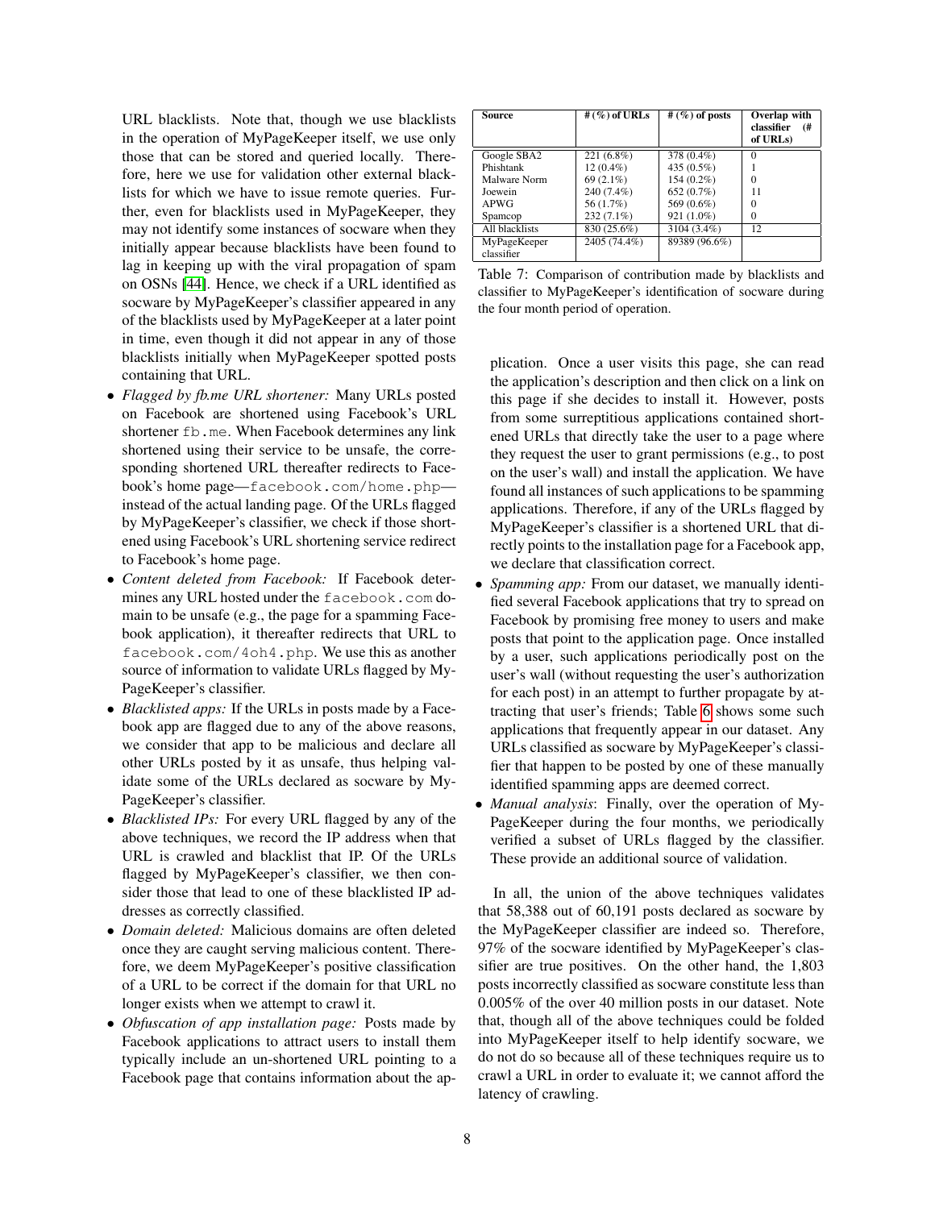URL blacklists. Note that, though we use blacklists in the operation of MyPageKeeper itself, we use only those that can be stored and queried locally. Therefore, here we use for validation other external blacklists for which we have to issue remote queries. Further, even for blacklists used in MyPageKeeper, they may not identify some instances of socware when they initially appear because blacklists have been found to lag in keeping up with the viral propagation of spam on OSNs [44]. Hence, we check if a URL identified as socware by MyPageKeeper's classifier appeared in any of the blacklists used by MyPageKeeper at a later point in time, even though it did not appear in any of those blacklists initially when MyPageKeeper spotted posts containing that URL.

- *Flagged by fb.me URL shortener:* Many URLs posted on Facebook are shortened using Facebook's URL shortener `fb.me`. When Facebook determines any link shortened using their service to be unsafe, the corresponding shortened URL thereafter redirects to Facebook's home page—`facebook.com/home.php`—instead of the actual landing page. Of the URLs flagged by MyPageKeeper's classifier, we check if those shortened using Facebook's URL shortening service redirect to Facebook's home page.
- *Content deleted from Facebook:* If Facebook determines any URL hosted under the `facebook.com` domain to be unsafe (e.g., the page for a spamming Facebook application), it thereafter redirects that URL to `facebook.com/4oh4.php`. We use this as another source of information to validate URLs flagged by MyPageKeeper's classifier.
- *Blacklisted apps:* If the URLs in posts made by a Facebook app are flagged due to any of the above reasons, we consider that app to be malicious and declare all other URLs posted by it as unsafe, thus helping validate some of the URLs declared as socware by MyPageKeeper's classifier.
- *Blacklisted IPs:* For every URL flagged by any of the above techniques, we record the IP address when that URL is crawled and blacklist that IP. Of the URLs flagged by MyPageKeeper's classifier, we then consider those that lead to one of these blacklisted IP addresses as correctly classified.
- *Domain deleted:* Malicious domains are often deleted once they are caught serving malicious content. Therefore, we deem MyPageKeeper's positive classification of a URL to be correct if the domain for that URL no longer exists when we attempt to crawl it.
- *Obfuscation of app installation page:* Posts made by Facebook applications to attract users to install them typically include an un-shortened URL pointing to a Facebook page that contains information about the application. Once a user visits this page, she can read the application's description and then click on a link on this page if she decides to install it. However, posts from some surreptitious applications contained shortened URLs that directly take the user to a page where they request the user to grant permissions (e.g., to post on the user's wall) and install the application. We have found all instances of such applications to be spamming applications. Therefore, if any of the URLs flagged by MyPageKeeper's classifier is a shortened URL that directly points to the installation page for a Facebook app, we declare that classification correct.
- *Spamming app:* From our dataset, we manually identified several Facebook applications that try to spread on Facebook by promising free money to users and make posts that point to the application page. Once installed by a user, such applications periodically post on the user's wall (without requesting the user's authorization for each post) in an attempt to further propagate by attracting that user's friends; Table 6 shows some such applications that frequently appear in our dataset. Any URLs classified as socware by MyPageKeeper's classifier that happen to be posted by one of these manually identified spamming apps are deemed correct.
- *Manual analysis*: Finally, over the operation of MyPageKeeper during the four months, we periodically verified a subset of URLs flagged by the classifier. These provide an additional source of validation.

| Source | # (%) of URLs | # (%) of posts | Overlap with classifier (# of URLs) |
|---|---|---|---|
| Google SBA2 | 221 (6.8%) | 378 (0.4%) | 0 |
| Phishtank | 12 (0.4%) | 435 (0.5%) | 1 |
| Malware Norm | 69 (2.1%) | 154 (0.2%) | 0 |
| Joewein | 240 (7.4%) | 652 (0.7%) | 11 |
| APWG | 56 (1.7%) | 569 (0.6%) | 0 |
| Spamcop | 232 (7.1%) | 921 (1.0%) | 0 |
| All blacklists | 830 (25.6%) | 3104 (3.4%) | 12 |
| MyPageKeeper classifier | 2405 (74.4%) | 89389 (96.6%) | |

Table 7: Comparison of contribution made by blacklists and classifier to MyPageKeeper's identification of socware during the four month period of operation.

In all, the union of the above techniques validates that 58,388 out of 60,191 posts declared as socware by the MyPageKeeper classifier are indeed so. Therefore, 97% of the socware identified by MyPageKeeper's classifier are true positives. On the other hand, the 1,803 posts incorrectly classified as socware constitute less than 0.005% of the over 40 million posts in our dataset. Note that, though all of the above techniques could be folded into MyPageKeeper itself to help identify socware, we do not do so because all of these techniques require us to crawl a URL in order to evaluate it; we cannot afford the latency of crawling.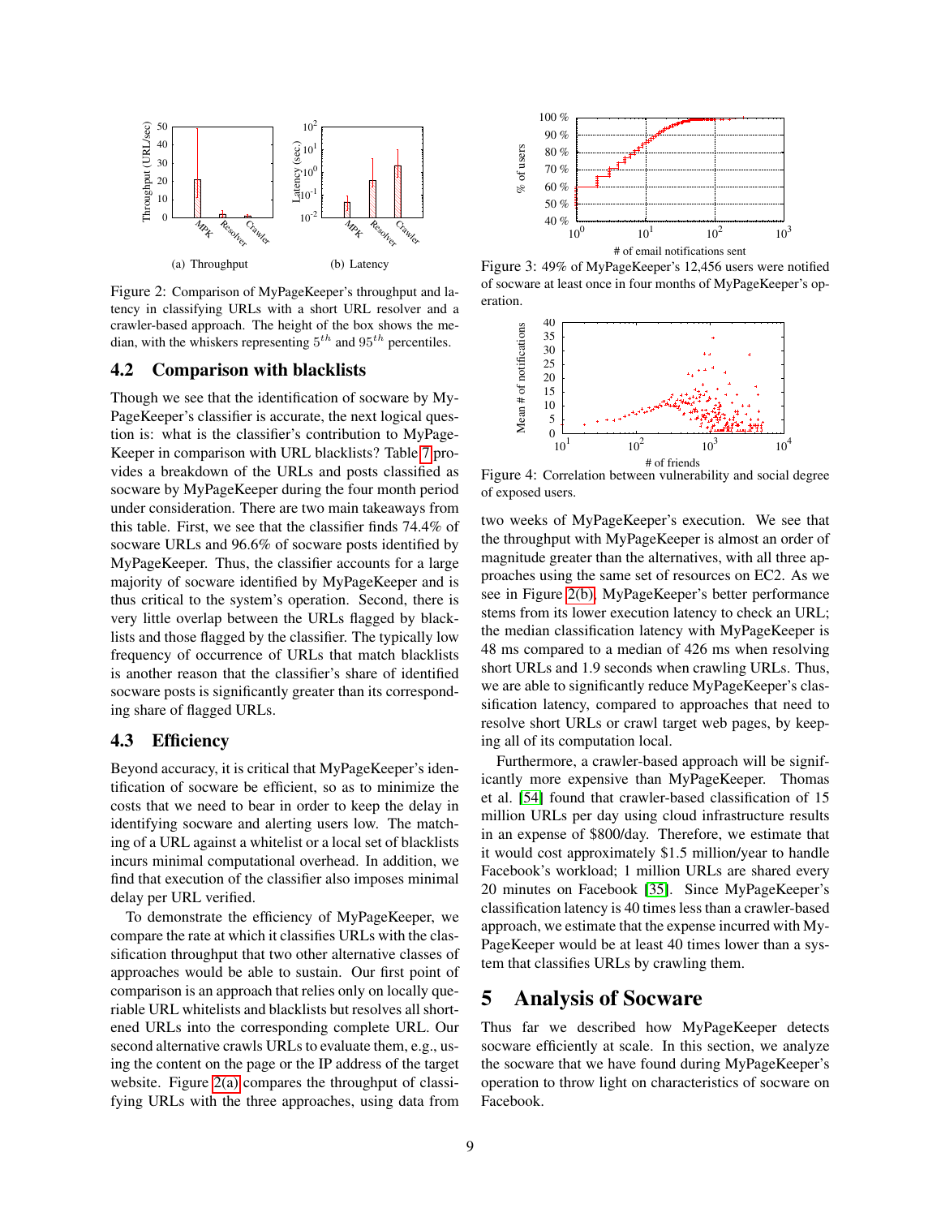(a) Throughput

(b) Latency

Figure 2: Comparison of MyPageKeeper's throughput and latency in classifying URLs with a short URL resolver and a crawler-based approach. The height of the box shows the median, with the whiskers representing $5^{th}$ and $95^{th}$ percentiles.

### 4.2 Comparison with blacklists

Though we see that the identification of socware by MyPageKeeper's classifier is accurate, the next logical question is: what is the classifier's contribution to MyPageKeeper in comparison with URL blacklists? Table 7 provides a breakdown of the URLs and posts classified as socware by MyPageKeeper during the four month period under consideration. There are two main takeaways from this table. First, we see that the classifier finds 74.4% of socware URLs and 96.6% of socware posts identified by MyPageKeeper. Thus, the classifier accounts for a large majority of socware identified by MyPageKeeper and is thus critical to the system's operation. Second, there is very little overlap between the URLs flagged by blacklists and those flagged by the classifier. The typically low frequency of occurrence of URLs that match blacklists is another reason that the classifier's share of identified socware posts is significantly greater than its corresponding share of flagged URLs.

### 4.3 Efficiency

Beyond accuracy, it is critical that MyPageKeeper's identification of socware be efficient, so as to minimize the costs that we need to bear in order to keep the delay in identifying socware and alerting users low. The matching of a URL against a whitelist or a local set of blacklists incurs minimal computational overhead. In addition, we find that execution of the classifier also imposes minimal delay per URL verified.

To demonstrate the efficiency of MyPageKeeper, we compare the rate at which it classifies URLs with the classification throughput that two other alternative classes of approaches would be able to sustain. Our first point of comparison is an approach that relies only on locally queriable URL whitelists and blacklists but resolves all shortened URLs into the corresponding complete URL. Our second alternative crawls URLs to evaluate them, e.g., using the content on the page or the IP address of the target website. Figure 2(a) compares the throughput of classifying URLs with the three approaches, using data from two weeks of MyPageKeeper's execution. We see that the throughput with MyPageKeeper is almost an order of magnitude greater than the alternatives, with all three approaches using the same set of resources on EC2. As we see in Figure 2(b), MyPageKeeper's better performance stems from its lower execution latency to check an URL; the median classification latency with MyPageKeeper is 48 ms compared to a median of 426 ms when resolving short URLs and 1.9 seconds when crawling URLs. Thus, we are able to significantly reduce MyPageKeeper's classification latency, compared to approaches that need to resolve short URLs or crawl target web pages, by keeping all of its computation local.

Furthermore, a crawler-based approach will be significantly more expensive than MyPageKeeper. Thomas et al. [54] found that crawler-based classification of 15 million URLs per day using cloud infrastructure results in an expense of \$800/day. Therefore, we estimate that it would cost approximately \$1.5 million/year to handle Facebook's workload; 1 million URLs are shared every 20 minutes on Facebook [35]. Since MyPageKeeper's classification latency is 40 times less than a crawler-based approach, we estimate that the expense incurred with MyPageKeeper would be at least 40 times lower than a system that classifies URLs by crawling them.

Figure 3: 49% of MyPageKeeper's 12,456 users were notified of socware at least once in four months of MyPageKeeper's operation.

Figure 4: Correlation between vulnerability and social degree of exposed users.

## 5 Analysis of Socware

Thus far we described how MyPageKeeper detects socware efficiently at scale. In this section, we analyze the socware that we have found during MyPageKeeper's operation to throw light on characteristics of socware on Facebook.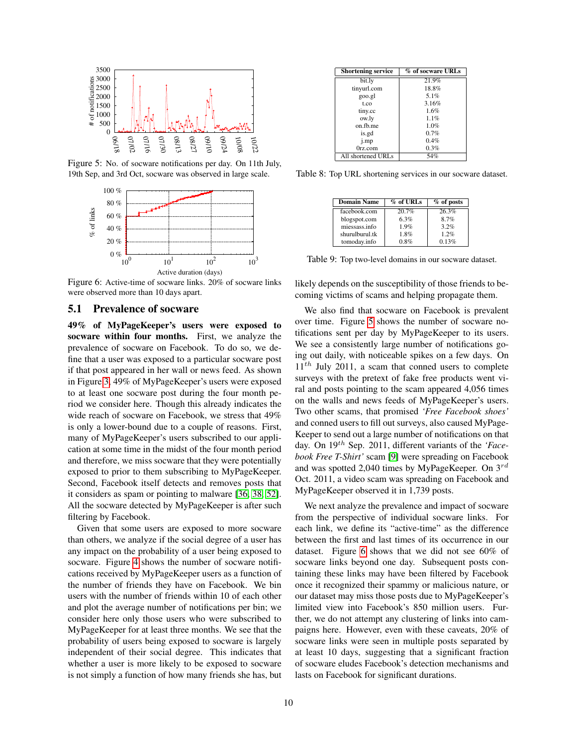Figure 5: No. of socware notifications per day. On 11th July, 19th Sep, and 3rd Oct, socware was observed in large scale.

Figure 6: Active-time of socware links. 20% of socware links were observed more than 10 days apart.

## 5.1 Prevalence of socware

**49% of MyPageKeeper's users were exposed to socware within four months.** First, we analyze the prevalence of socware on Facebook. To do so, we define that a user was exposed to a particular socware post if that post appeared in her wall or news feed. As shown in Figure 3, 49% of MyPageKeeper's users were exposed to at least one socware post during the four month period we consider here. Though this already indicates the wide reach of socware on Facebook, we stress that 49% is only a lower-bound due to a couple of reasons. First, many of MyPageKeeper's users subscribed to our application at some time in the midst of the four month period and therefore, we miss socware that they were potentially exposed to prior to them subscribing to MyPageKeeper. Second, Facebook itself detects and removes posts that it considers as spam or pointing to malware [36, 38, 52]. All the socware detected by MyPageKeeper is after such filtering by Facebook.

Given that some users are exposed to more socware than others, we analyze if the social degree of a user has any impact on the probability of a user being exposed to socware. Figure 4 shows the number of socware notifications received by MyPageKeeper users as a function of the number of friends they have on Facebook. We bin users with the number of friends within 10 of each other and plot the average number of notifications per bin; we consider here only those users who were subscribed to MyPageKeeper for at least three months. We see that the probability of users being exposed to socware is largely independent of their social degree. This indicates that whether a user is more likely to be exposed to socware is not simply a function of how many friends she has, but likely depends on the susceptibility of those friends to becoming victims of scams and helping propagate them.

| Shortening service | % of socware URLs |
|---|---|
| bit.ly | 21.9% |
| tinyurl.com | 18.8% |
| goo.gl | 5.1% |
| t.co | 3.16% |
| tiny.cc | 1.6% |
| ow.ly | 1.1% |
| on.fb.me | 1.0% |
| is.gd | 0.7% |
| j.mp | 0.4% |
| 0rz.com | 0.3% |
| All shortened URLs | 54% |

Table 8: Top URL shortening services in our socware dataset.

| Domain Name | % of URLs | % of posts |
|---|---|---|
| facebook.com | 20.7% | 26.3% |
| blogspot.com | 6.3% | 8.7% |
| miessass.info | 1.9% | 3.2% |
| shurulburul.tk | 1.8% | 1.2% |
| tomoday.info | 0.8% | 0.13% |

Table 9: Top two-level domains in our socware dataset.

We also find that socware on Facebook is prevalent over time. Figure 5 shows the number of socware notifications sent per day by MyPageKeeper to its users. We see a consistently large number of notifications going out daily, with noticeable spikes on a few days. On $11^{th}$ July 2011, a scam that conned users to complete surveys with the pretext of fake free products went viral and posts pointing to the scam appeared 4,056 times on the walls and news feeds of MyPageKeeper's users. Two other scams, that promised *'Free Facebook shoes'* and conned users to fill out surveys, also caused MyPageKeeper to send out a large number of notifications on that day. On $19^{th}$ Sep. 2011, different variants of the *'Facebook Free T-Shirt'* scam [9] were spreading on Facebook and was spotted 2,040 times by MyPageKeeper. On $3^{rd}$ Oct. 2011, a video scam was spreading on Facebook and MyPageKeeper observed it in 1,739 posts.

We next analyze the prevalence and impact of socware from the perspective of individual socware links. For each link, we define its "active-time" as the difference between the first and last times of its occurrence in our dataset. Figure 6 shows that we did not see 60% of socware links beyond one day. Subsequent posts containing these links may have been filtered by Facebook once it recognized their spammy or malicious nature, or our dataset may miss those posts due to MyPageKeeper's limited view into Facebook's 850 million users. Further, we do not attempt any clustering of links into campaigns here. However, even with these caveats, 20% of socware links were seen in multiple posts separated by at least 10 days, suggesting that a significant fraction of socware eludes Facebook's detection mechanisms and lasts on Facebook for significant durations.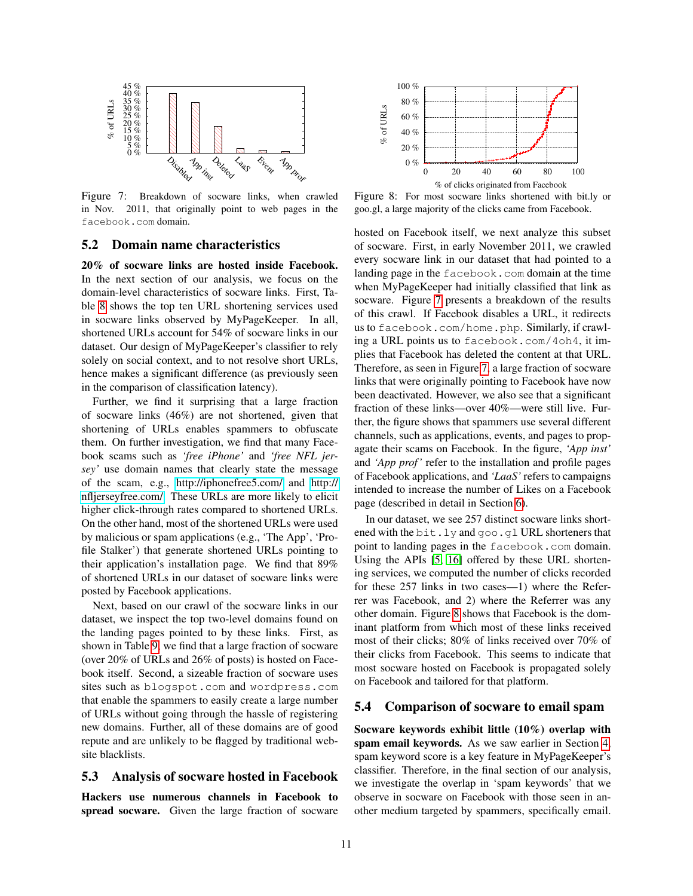Figure 7: Breakdown of socware links, when crawled in Nov. 2011, that originally point to web pages in the facebook.com domain.

Figure 8: For most socware links shortened with bit.ly or goo.gl, a large majority of the clicks came from Facebook.

## 5.2 Domain name characteristics

**20% of socware links are hosted inside Facebook.** In the next section of our analysis, we focus on the domain-level characteristics of socware links. First, Table 8 shows the top ten URL shortening services used in socware links observed by MyPageKeeper. In all, shortened URLs account for 54% of socware links in our dataset. Our design of MyPageKeeper's classifier to rely solely on social context, and to not resolve short URLs, hence makes a significant difference (as previously seen in the comparison of classification latency).

Further, we find it surprising that a large fraction of socware links (46%) are not shortened, given that shortening of URLs enables spammers to obfuscate them. On further investigation, we find that many Facebook scams such as *'free iPhone'* and *'free NFL jersey'* use domain names that clearly state the message of the scam, e.g., http://iphonefree5.com/ and http://nfljerseyfree.com/. These URLs are more likely to elicit higher click-through rates compared to shortened URLs. On the other hand, most of the shortened URLs were used by malicious or spam applications (e.g., 'The App', 'Profile Stalker') that generate shortened URLs pointing to their application's installation page. We find that 89% of shortened URLs in our dataset of socware links were posted by Facebook applications.

Next, based on our crawl of the socware links in our dataset, we inspect the top two-level domains found on the landing pages pointed to by these links. First, as shown in Table 9, we find that a large fraction of socware (over 20% of URLs and 26% of posts) is hosted on Facebook itself. Second, a sizeable fraction of socware sites such as blogspot.com and wordpress.com that enable the spammers to easily create a large number of URLs without going through the hassle of registering new domains. Further, all of these domains are of good repute and are unlikely to be flagged by traditional website blacklists.

## 5.3 Analysis of socware hosted in Facebook

**Hackers use numerous channels in Facebook to spread socware.** Given the large fraction of socware hosted on Facebook itself, we next analyze this subset of socware. First, in early November 2011, we crawled every socware link in our dataset that had pointed to a landing page in the facebook.com domain at the time when MyPageKeeper had initially classified that link as socware. Figure 7 presents a breakdown of the results of this crawl. If Facebook disables a URL, it redirects us to facebook.com/home.php. Similarly, if crawling a URL points us to facebook.com/4oh4, it implies that Facebook has deleted the content at that URL. Therefore, as seen in Figure 7, a large fraction of socware links that were originally pointing to Facebook have now been deactivated. However, we also see that a significant fraction of these links—over 40%—were still live. Further, the figure shows that spammers use several different channels, such as applications, events, and pages to propagate their scams on Facebook. In the figure, *'App inst'* and *'App prof'* refer to the installation and profile pages of Facebook applications, and *'LaaS'* refers to campaigns intended to increase the number of Likes on a Facebook page (described in detail in Section 6).

In our dataset, we see 257 distinct socware links shortened with the bit.ly and goo.gl URL shorteners that point to landing pages in the facebook.com domain. Using the APIs [5, 16] offered by these URL shortening services, we computed the number of clicks recorded for these 257 links in two cases—1) where the Referrer was Facebook, and 2) where the Referrer was any other domain. Figure 8 shows that Facebook is the dominant platform from which most of these links received most of their clicks; 80% of links received over 70% of their clicks from Facebook. This seems to indicate that most socware hosted on Facebook is propagated solely on Facebook and tailored for that platform.

## 5.4 Comparison of socware to email spam

**Socware keywords exhibit little (10%) overlap with spam email keywords.** As we saw earlier in Section 4, spam keyword score is a key feature in MyPageKeeper's classifier. Therefore, in the final section of our analysis, we investigate the overlap in 'spam keywords' that we observe in socware on Facebook with those seen in another medium targeted by spammers, specifically email.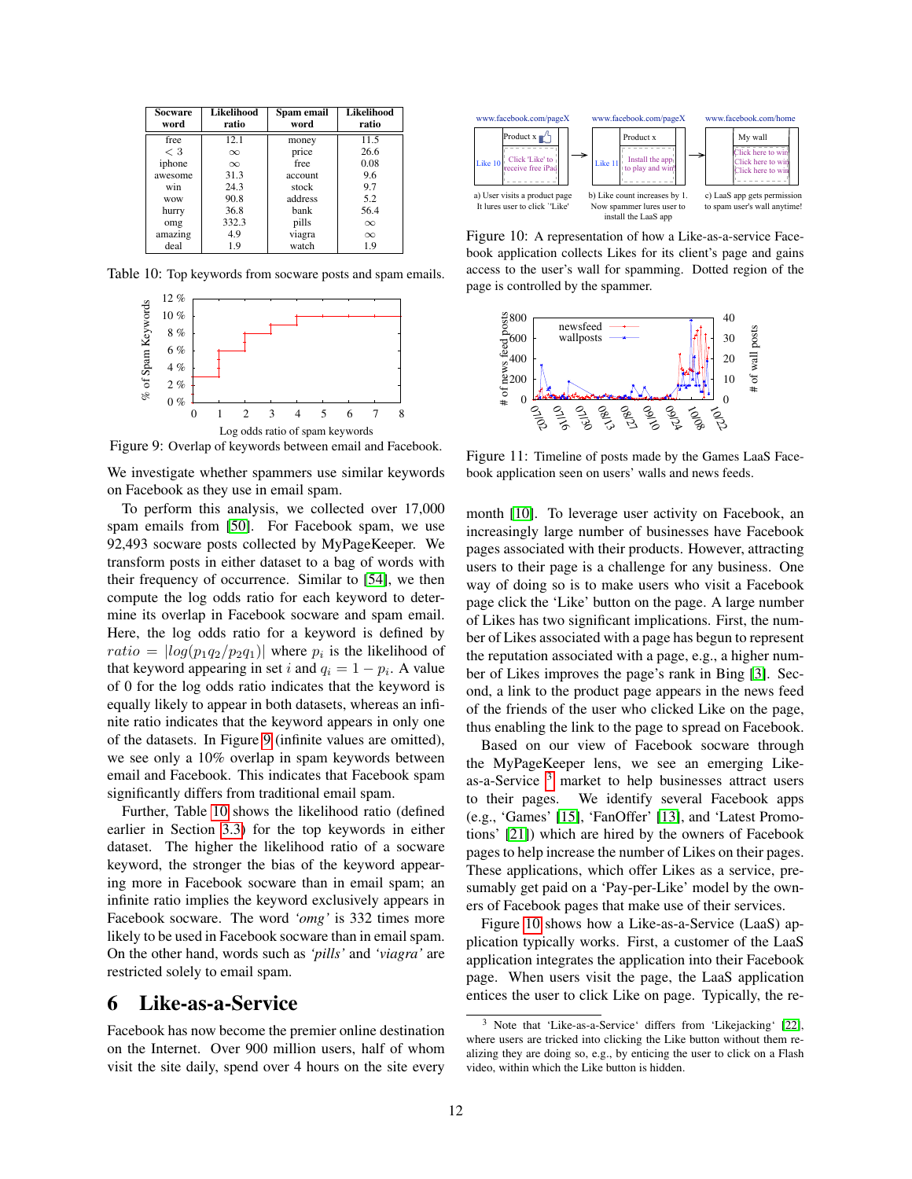| Socware word | Likelihood ratio | Spam email word | Likelihood ratio |
|---|---|---|---|
| free | 12.1 | money | 11.5 |
| < 3 | ∞ | price | 26.6 |
| iphone | ∞ | free | 0.08 |
| awesome | 31.3 | account | 9.6 |
| win | 24.3 | stock | 9.7 |
| wow | 90.8 | address | 5.2 |
| hurry | 36.8 | bank | 56.4 |
| omg | 332.3 | pills | ∞ |
| amazing | 4.9 | viagra | ∞ |
| deal | 1.9 | watch | 1.9 |

Table 10: Top keywords from socware posts and spam emails.

Figure 9: Overlap of keywords between email and Facebook.

We investigate whether spammers use similar keywords on Facebook as they use in email spam.

To perform this analysis, we collected over 17,000 spam emails from [50]. For Facebook spam, we use 92,493 socware posts collected by MyPageKeeper. We transform posts in either dataset to a bag of words with their frequency of occurrence. Similar to [54], we then compute the log odds ratio for each keyword to determine its overlap in Facebook socware and spam email. Here, the log odds ratio for a keyword is defined by $ratio = |log(p_1 q_2 / p_2 q_1)|$ where $p_i$ is the likelihood of that keyword appearing in set $i$ and $q_i = 1 - p_i$. A value of 0 for the log odds ratio indicates that the keyword is equally likely to appear in both datasets, whereas an infinite ratio indicates that the keyword appears in only one of the datasets. In Figure 9 (infinite values are omitted), we see only a 10% overlap in spam keywords between email and Facebook. This indicates that Facebook spam significantly differs from traditional email spam.

Further, Table 10 shows the likelihood ratio (defined earlier in Section 3.3) for the top keywords in either dataset. The higher the likelihood ratio of a socware keyword, the stronger the bias of the keyword appearing more in Facebook socware than in email spam; an infinite ratio implies the keyword exclusively appears in Facebook socware. The word *'omg'* is 332 times more likely to be used in Facebook socware than in email spam. On the other hand, words such as *'pills'* and *'viagra'* are restricted solely to email spam.

# 6 Like-as-a-Service

Facebook has now become the premier online destination on the Internet. Over 900 million users, half of whom visit the site daily, spend over 4 hours on the site every month [10]. To leverage user activity on Facebook, an increasingly large number of businesses have Facebook pages associated with their products. However, attracting users to their page is a challenge for any business. One way of doing so is to make users who visit a Facebook page click the 'Like' button on the page. A large number of Likes has two significant implications. First, the number of Likes associated with a page has begun to represent the reputation associated with a page, e.g., a higher number of Likes improves the page's rank in Bing [3]. Second, a link to the product page appears in the news feed of the friends of the user who clicked Like on the page, thus enabling the link to the page to spread on Facebook.

Figure 10: A representation of how a Like-as-a-service Facebook application collects Likes for its client's page and gains access to the user's wall for spamming. Dotted region of the page is controlled by the spammer.

Figure 11: Timeline of posts made by the Games LaaS Facebook application seen on users' walls and news feeds.

Based on our view of Facebook socware through the MyPageKeeper lens, we see an emerging Like-as-a-Service [3] market to help businesses attract users to their pages. We identify several Facebook apps (e.g., 'Games' [15], 'FanOffer' [13], and 'Latest Promotions' [21]) which are hired by the owners of Facebook pages to help increase the number of Likes on their pages. These applications, which offer Likes as a service, presumably get paid on a 'Pay-per-Like' model by the owners of Facebook pages that make use of their services.

Figure 10 shows how a Like-as-a-Service (LaaS) application typically works. First, a customer of the LaaS application integrates the application into their Facebook page. When users visit the page, the LaaS application entices the user to click Like on page. Typically, the re-

[3] Note that 'Like-as-a-Service' differs from 'Likejacking' [22], where users are tricked into clicking the Like button without them realizing they are doing so, e.g., by enticing the user to click on a Flash video, within which the Like button is hidden.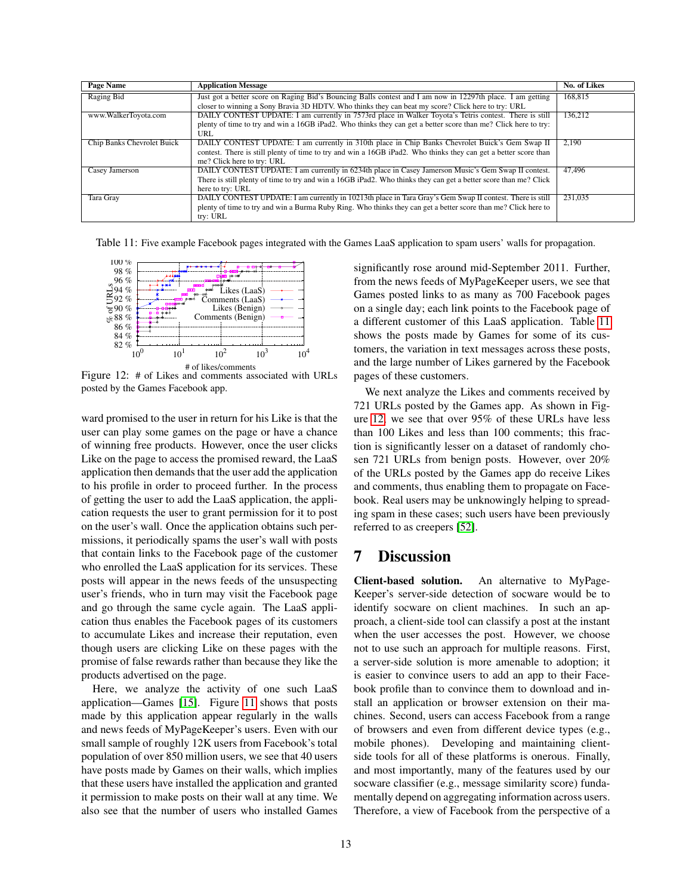| Page Name | Application Message | No. of Likes |
|---|---|---|
| Raging Bid | Just got a better score on Raging Bid's Bouncing Balls contest and I am now in 12297th place. I am getting closer to winning a Sony Bravia 3D HDTV. Who thinks they can beat my score? Click here to try: URL | 168,815 |
| www.WalkerToyota.com | DAILY CONTEST UPDATE: I am currently in 7573rd place in Walker Toyota's Tetris contest. There is still plenty of time to try and win a 16GB iPad2. Who thinks they can get a better score than me? Click here to try: URL | 136,212 |
| Chip Banks Chevrolet Buick | DAILY CONTEST UPDATE: I am currently in 310th place in Chip Banks Chevrolet Buick's Gem Swap II contest. There is still plenty of time to try and win a 16GB iPad2. Who thinks they can get a better score than me? Click here to try: URL | 2,190 |
| Casey Jamerson | DAILY CONTEST UPDATE: I am currently in 6234th place in Casey Jamerson Music's Gem Swap II contest. There is still plenty of time to try and win a 16GB iPad2. Who thinks they can get a better score than me? Click here to try: URL | 47,496 |
| Tara Gray | DAILY CONTEST UPDATE: I am currently in 10213th place in Tara Gray's Gem Swap II contest. There is still plenty of time to try and win a Burma Ruby Ring. Who thinks they can get a better score than me? Click here to try: URL | 231,035 |

Table 11: Five example Facebook pages integrated with the Games LaaS application to spam users' walls for propagation.

Figure 12: # of Likes and comments associated with URLs posted by the Games Facebook app.

ward promised to the user in return for his Like is that the user can play some games on the page or have a chance of winning free products. However, once the user clicks Like on the page to access the promised reward, the LaaS application then demands that the user add the application to his profile in order to proceed further. In the process of getting the user to add the LaaS application, the application requests the user to grant permission for it to post on the user's wall. Once the application obtains such permissions, it periodically spams the user's wall with posts that contain links to the Facebook page of the customer who enrolled the LaaS application for its services. These posts will appear in the news feeds of the unsuspecting user's friends, who in turn may visit the Facebook page and go through the same cycle again. The LaaS application thus enables the Facebook pages of its customers to accumulate Likes and increase their reputation, even though users are clicking Like on these pages with the promise of false rewards rather than because they like the products advertised on the page.

Here, we analyze the activity of one such LaaS application—Games [15]. Figure 11 shows that posts made by this application appear regularly in the walls and news feeds of MyPageKeeper's users. Even with our small sample of roughly 12K users from Facebook's total population of over 850 million users, we see that 40 users have posts made by Games on their walls, which implies that these users have installed the application and granted it permission to make posts on their wall at any time. We also see that the number of users who installed Games significantly rose around mid-September 2011. Further, from the news feeds of MyPageKeeper users, we see that Games posted links to as many as 700 Facebook pages on a single day; each link points to the Facebook page of a different customer of this LaaS application. Table 11 shows the posts made by Games for some of its customers, the variation in text messages across these posts, and the large number of Likes garnered by the Facebook pages of these customers.

We next analyze the Likes and comments received by 721 URLs posted by the Games app. As shown in Figure 12, we see that over 95% of these URLs have less than 100 Likes and less than 100 comments; this fraction is significantly lesser on a dataset of randomly chosen 721 URLs from benign posts. However, over 20% of the URLs posted by the Games app do receive Likes and comments, thus enabling them to propagate on Facebook. Real users may be unknowingly helping to spreading spam in these cases; such users have been previously referred to as creepers [52].

# 7 Discussion

**Client-based solution.** An alternative to MyPageKeeper's server-side detection of socware would be to identify socware on client machines. In such an approach, a client-side tool can classify a post at the instant when the user accesses the post. However, we choose not to use such an approach for multiple reasons. First, a server-side solution is more amenable to adoption; it is easier to convince users to add an app to their Facebook profile than to convince them to download and install an application or browser extension on their machines. Second, users can access Facebook from a range of browsers and even from different device types (e.g., mobile phones). Developing and maintaining client-side tools for all of these platforms is onerous. Finally, and most importantly, many of the features used by our socware classifier (e.g., message similarity score) fundamentally depend on aggregating information across users. Therefore, a view of Facebook from the perspective of a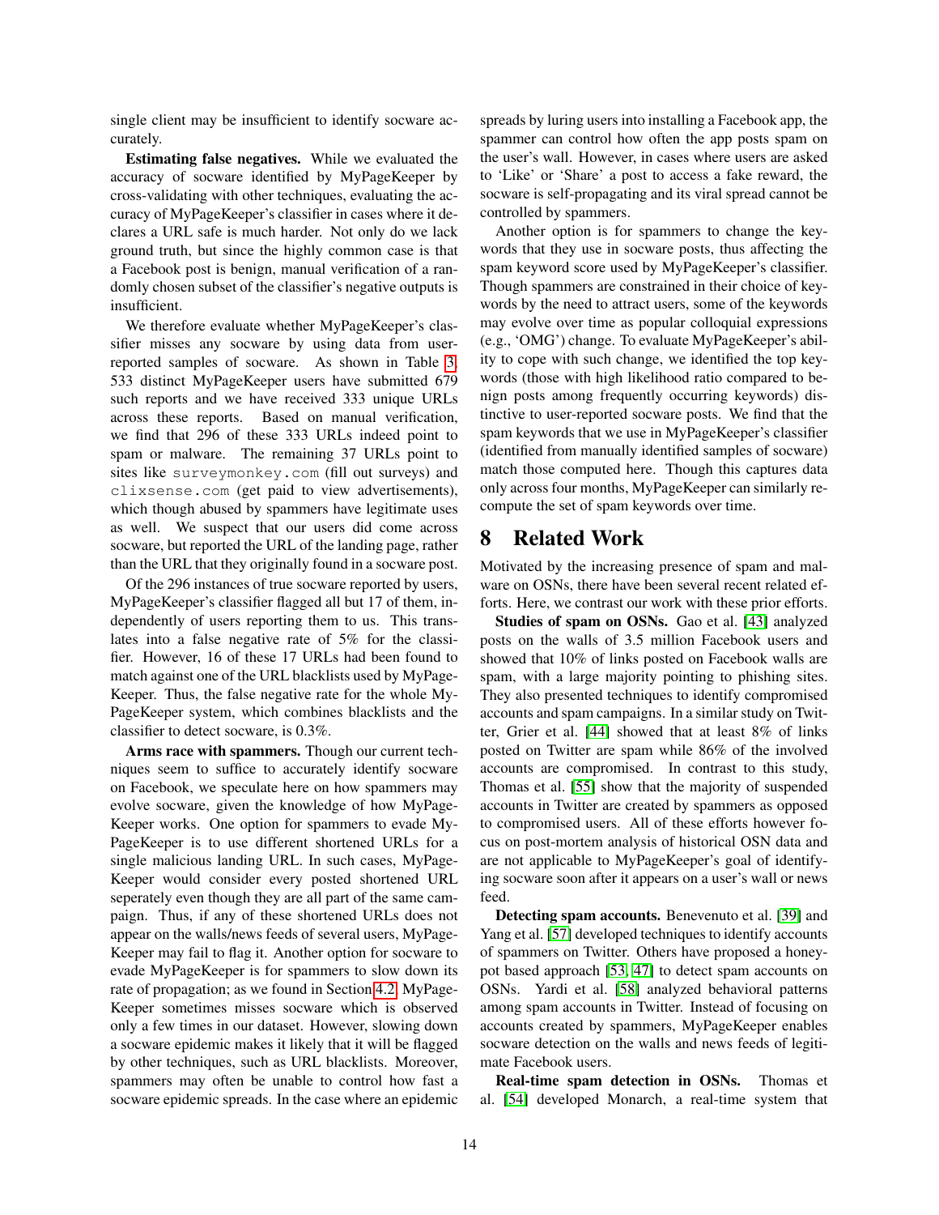single client may be insufficient to identify socware accurately.

**Estimating false negatives.** While we evaluated the accuracy of socware identified by MyPageKeeper by cross-validating with other techniques, evaluating the accuracy of MyPageKeeper's classifier in cases where it declares a URL safe is much harder. Not only do we lack ground truth, but since the highly common case is that a Facebook post is benign, manual verification of a randomly chosen subset of the classifier's negative outputs is insufficient.

We therefore evaluate whether MyPageKeeper's classifier misses any socware by using data from user-reported samples of socware. As shown in Table 3, 533 distinct MyPageKeeper users have submitted 679 such reports and we have received 333 unique URLs across these reports. Based on manual verification, we find that 296 of these 333 URLs indeed point to spam or malware. The remaining 37 URLs point to sites like `surveymonkey.com` (fill out surveys) and `clixsense.com` (get paid to view advertisements), which though abused by spammers have legitimate uses as well. We suspect that our users did come across socware, but reported the URL of the landing page, rather than the URL that they originally found in a socware post.

Of the 296 instances of true socware reported by users, MyPageKeeper's classifier flagged all but 17 of them, independently of users reporting them to us. This translates into a false negative rate of 5% for the classifier. However, 16 of these 17 URLs had been found to match against one of the URL blacklists used by MyPageKeeper. Thus, the false negative rate for the whole MyPageKeeper system, which combines blacklists and the classifier to detect socware, is 0.3%.

**Arms race with spammers.** Though our current techniques seem to suffice to accurately identify socware on Facebook, we speculate here on how spammers may evolve socware, given the knowledge of how MyPageKeeper works. One option for spammers to evade MyPageKeeper is to use different shortened URLs for a single malicious landing URL. In such cases, MyPageKeeper would consider every posted shortened URL seperately even though they are all part of the same campaign. Thus, if any of these shortened URLs does not appear on the walls/news feeds of several users, MyPageKeeper may fail to flag it. Another option for socware to evade MyPageKeeper is for spammers to slow down its rate of propagation; as we found in Section 4.2, MyPageKeeper sometimes misses socware which is observed only a few times in our dataset. However, slowing down a socware epidemic makes it likely that it will be flagged by other techniques, such as URL blacklists. Moreover, spammers may often be unable to control how fast a socware epidemic spreads. In the case where an epidemic spreads by luring users into installing a Facebook app, the spammer can control how often the app posts spam on the user's wall. However, in cases where users are asked to 'Like' or 'Share' a post to access a fake reward, the socware is self-propagating and its viral spread cannot be controlled by spammers.

Another option is for spammers to change the keywords that they use in socware posts, thus affecting the spam keyword score used by MyPageKeeper's classifier. Though spammers are constrained in their choice of keywords by the need to attract users, some of the keywords may evolve over time as popular colloquial expressions (e.g., 'OMG') change. To evaluate MyPageKeeper's ability to cope with such change, we identified the top keywords (those with high likelihood ratio compared to benign posts among frequently occurring keywords) distinctive to user-reported socware posts. We find that the spam keywords that we use in MyPageKeeper's classifier (identified from manually identified samples of socware) match those computed here. Though this captures data only across four months, MyPageKeeper can similarly recompute the set of spam keywords over time.

# 8 Related Work

Motivated by the increasing presence of spam and malware on OSNs, there have been several recent related efforts. Here, we contrast our work with these prior efforts.

**Studies of spam on OSNs.** Gao et al. [43] analyzed posts on the walls of 3.5 million Facebook users and showed that 10% of links posted on Facebook walls are spam, with a large majority pointing to phishing sites. They also presented techniques to identify compromised accounts and spam campaigns. In a similar study on Twitter, Grier et al. [44] showed that at least 8% of links posted on Twitter are spam while 86% of the involved accounts are compromised. In contrast to this study, Thomas et al. [55] show that the majority of suspended accounts in Twitter are created by spammers as opposed to compromised users. All of these efforts however focus on post-mortem analysis of historical OSN data and are not applicable to MyPageKeeper's goal of identifying socware soon after it appears on a user's wall or news feed.

**Detecting spam accounts.** Benevenuto et al. [39] and Yang et al. [57] developed techniques to identify accounts of spammers on Twitter. Others have proposed a honeypot based approach [53, 47] to detect spam accounts on OSNs. Yardi et al. [58] analyzed behavioral patterns among spam accounts in Twitter. Instead of focusing on accounts created by spammers, MyPageKeeper enables socware detection on the walls and news feeds of legitimate Facebook users.

**Real-time spam detection in OSNs.** Thomas et al. [54] developed Monarch, a real-time system that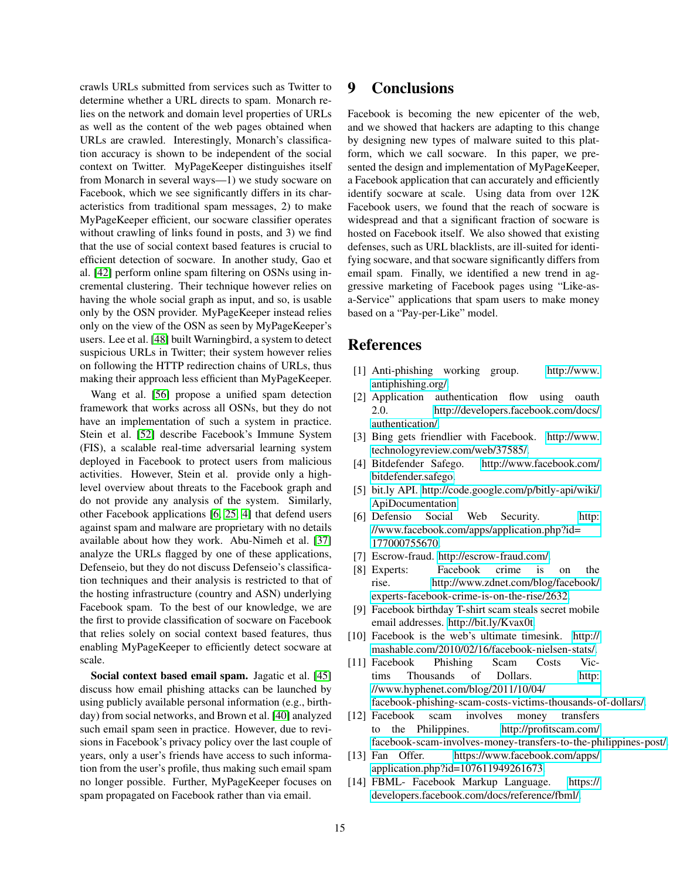crawls URLs submitted from services such as Twitter to determine whether a URL directs to spam. Monarch relies on the network and domain level properties of URLs as well as the content of the web pages obtained when URLs are crawled. Interestingly, Monarch's classification accuracy is shown to be independent of the social context on Twitter. MyPageKeeper distinguishes itself from Monarch in several ways—1) we study socware on Facebook, which we see significantly differs in its characteristics from traditional spam messages, 2) to make MyPageKeeper efficient, our socware classifier operates without crawling of links found in posts, and 3) we find that the use of social context based features is crucial to efficient detection of socware. In another study, Gao et al. [42] perform online spam filtering on OSNs using incremental clustering. Their technique however relies on having the whole social graph as input, and so, is usable only by the OSN provider. MyPageKeeper instead relies only on the view of the OSN as seen by MyPageKeeper's users. Lee et al. [48] built Warningbird, a system to detect suspicious URLs in Twitter; their system however relies on following the HTTP redirection chains of URLs, thus making their approach less efficient than MyPageKeeper.

Wang et al. [56] propose a unified spam detection framework that works across all OSNs, but they do not have an implementation of such a system in practice. Stein et al. [52] describe Facebook's Immune System (FIS), a scalable real-time adversarial learning system deployed in Facebook to protect users from malicious activities. However, Stein et al. provide only a high-level overview about threats to the Facebook graph and do not provide any analysis of the system. Similarly, other Facebook applications [6, 25, 4] that defend users against spam and malware are proprietary with no details available about how they work. Abu-Nimeh et al. [37] analyze the URLs flagged by one of these applications, Defenseio, but they do not discuss Defenseio's classification techniques and their analysis is restricted to that of the hosting infrastructure (country and ASN) underlying Facebook spam. To the best of our knowledge, we are the first to provide classification of socware on Facebook that relies solely on social context based features, thus enabling MyPageKeeper to efficiently detect socware at scale.

**Social context based email spam.** Jagatic et al. [45] discuss how email phishing attacks can be launched by using publicly available personal information (e.g., birthday) from social networks, and Brown et al. [40] analyzed such email spam seen in practice. However, due to revisions in Facebook's privacy policy over the last couple of years, only a user's friends have access to such information from the user's profile, thus making such email spam no longer possible. Further, MyPageKeeper focuses on spam propagated on Facebook rather than via email.

# 9 Conclusions

Facebook is becoming the new epicenter of the web, and we showed that hackers are adapting to this change by designing new types of malware suited to this platform, which we call socware. In this paper, we presented the design and implementation of MyPageKeeper, a Facebook application that can accurately and efficiently identify socware at scale. Using data from over 12K Facebook users, we found that the reach of socware is widespread and that a significant fraction of socware is hosted on Facebook itself. We also showed that existing defenses, such as URL blacklists, are ill-suited for identifying socware, and that socware significantly differs from email spam. Finally, we identified a new trend in aggressive marketing of Facebook pages using "Like-as-a-Service" applications that spam users to make money based on a "Pay-per-Like" model.

# References

[1] Anti-phishing working group. http://www.antiphishing.org/.

[2] Application authentication flow using oauth 2.0. http://developers.facebook.com/docs/authentication/.

[3] Bing gets friendlier with Facebook. http://www.technologyreview.com/web/37585/.

[4] Bitdefender Safego. http://www.facebook.com/bitdefender.safego.

[5] bit.ly API. http://code.google.com/p/bitly-api/wiki/ApiDocumentation.

[6] Defensio Social Web Security. http://www.facebook.com/apps/application.php?id=177000755670.

[7] Escrow-fraud. http://escrow-fraud.com/.

[8] Experts: Facebook crime is on the rise. http://www.zdnet.com/blog/facebook/experts-facebook-crime-is-on-the-rise/2632.

[9] Facebook birthday T-shirt scam steals secret mobile email addresses. http://bit.ly/Kvax0t.

[10] Facebook is the web's ultimate timesink. http://mashable.com/2010/02/16/facebook-nielsen-stats/.

[11] Facebook Phishing Scam Costs Victims Thousands of Dollars. http://www.hyphenet.com/blog/2011/10/04/facebook-phishing-scam-costs-victims-thousands-of-dollars/.

[12] Facebook scam involves money transfers to the Philippines. http://profitscam.com/facebook-scam-involves-money-transfers-to-the-philippines-post/.

[13] Fan Offer. https://www.facebook.com/apps/application.php?id=107611949261673.

[14] FBML- Facebook Markup Language. https://developers.facebook.com/docs/reference/fbml/.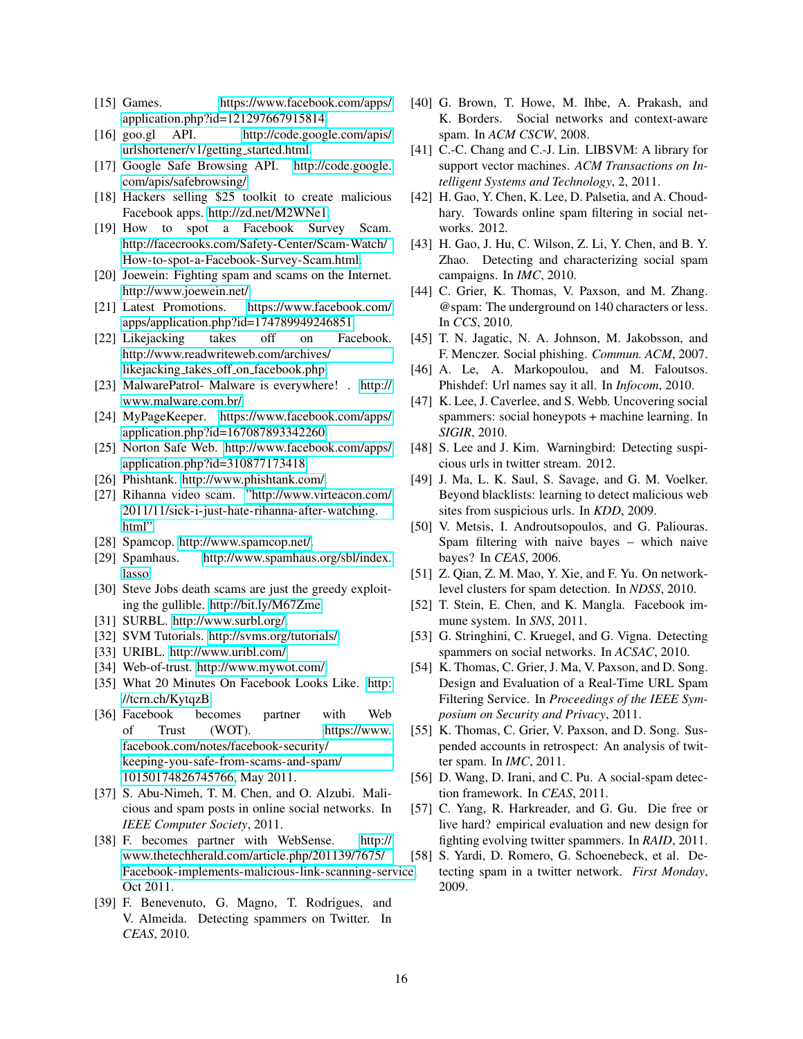[15] Games. https://www.facebook.com/apps/application.php?id=121297667915814.

[16] goo.gl API. http://code.google.com/apis/urlshortener/v1/getting_started.html.

[17] Google Safe Browsing API. http://code.google.com/apis/safebrowsing/.

[18] Hackers selling $25 toolkit to create malicious Facebook apps. http://zd.net/M2WNe1.

[19] How to spot a Facebook Survey Scam. http://facecrooks.com/Safety-Center/Scam-Watch/How-to-spot-a-Facebook-Survey-Scam.html.

[20] Joewein: Fighting spam and scams on the Internet. http://www.joewein.net/.

[21] Latest Promotions. https://www.facebook.com/apps/application.php?id=174789949246851.

[22] Likejacking takes off on Facebook. http://www.readwriteweb.com/archives/likejacking_takes_off_on_facebook.php.

[23] MalwarePatrol- Malware is everywhere! . http://www.malware.com.br/.

[24] MyPageKeeper. https://www.facebook.com/apps/application.php?id=167087893342260.

[25] Norton Safe Web. http://www.facebook.com/apps/application.php?id=310877173418.

[26] Phishtank. http://www.phishtank.com/.

[27] Rihanna video scam. "http://www.virteacon.com/2011/11/sick-i-just-hate-rihanna-after-watching.html".

[28] Spamcop. http://www.spamcop.net/.

[29] Spamhaus. http://www.spamhaus.org/sbl/index.lasso.

[30] Steve Jobs death scams are just the greedy exploiting the gullible. http://bit.ly/M67Zme.

[31] SURBL. http://www.surbl.org/.

[32] SVM Tutorials. http://svms.org/tutorials/.

[33] URIBL. http://www.uribl.com/.

[34] Web-of-trust. http://www.mywot.com/.

[35] What 20 Minutes On Facebook Looks Like. http://tcrn.ch/KytqzB.

[36] Facebook becomes partner with Web of Trust (WOT). https://www.facebook.com/notes/facebook-security/keeping-you-safe-from-scams-and-spam/10150174826745766, May 2011.

[37] S. Abu-Nimeh, T. M. Chen, and O. Alzubi. Malicious and spam posts in online social networks. In *IEEE Computer Society*, 2011.

[38] F. becomes partner with WebSense. http://www.thetechherald.com/article.php/201139/7675/Facebook-implements-malicious-link-scanning-service Oct 2011.

[39] F. Benevenuto, G. Magno, T. Rodrigues, and V. Almeida. Detecting spammers on Twitter. In *CEAS*, 2010.

[40] G. Brown, T. Howe, M. Ihbe, A. Prakash, and K. Borders. Social networks and context-aware spam. In *ACM CSCW*, 2008.

[41] C.-C. Chang and C.-J. Lin. LIBSVM: A library for support vector machines. *ACM Transactions on Intelligent Systems and Technology*, 2, 2011.

[42] H. Gao, Y. Chen, K. Lee, D. Palsetia, and A. Choudhary. Towards online spam filtering in social networks. 2012.

[43] H. Gao, J. Hu, C. Wilson, Z. Li, Y. Chen, and B. Y. Zhao. Detecting and characterizing social spam campaigns. In *IMC*, 2010.

[44] C. Grier, K. Thomas, V. Paxson, and M. Zhang. @spam: The underground on 140 characters or less. In *CCS*, 2010.

[45] T. N. Jagatic, N. A. Johnson, M. Jakobsson, and F. Menczer. Social phishing. *Commun. ACM*, 2007.

[46] A. Le, A. Markopoulou, and M. Faloutsos. Phishdef: Url names say it all. In *Infocom*, 2010.

[47] K. Lee, J. Caverlee, and S. Webb. Uncovering social spammers: social honeypots + machine learning. In *SIGIR*, 2010.

[48] S. Lee and J. Kim. Warningbird: Detecting suspicious urls in twitter stream. 2012.

[49] J. Ma, L. K. Saul, S. Savage, and G. M. Voelker. Beyond blacklists: learning to detect malicious web sites from suspicious urls. In *KDD*, 2009.

[50] V. Metsis, I. Androutsopoulos, and G. Paliouras. Spam filtering with naive bayes – which naive bayes? In *CEAS*, 2006.

[51] Z. Qian, Z. M. Mao, Y. Xie, and F. Yu. On network-level clusters for spam detection. In *NDSS*, 2010.

[52] T. Stein, E. Chen, and K. Mangla. Facebook immune system. In *SNS*, 2011.

[53] G. Stringhini, C. Kruegel, and G. Vigna. Detecting spammers on social networks. In *ACSAC*, 2010.

[54] K. Thomas, C. Grier, J. Ma, V. Paxson, and D. Song. Design and Evaluation of a Real-Time URL Spam Filtering Service. In *Proceedings of the IEEE Symposium on Security and Privacy*, 2011.

[55] K. Thomas, C. Grier, V. Paxson, and D. Song. Suspended accounts in retrospect: An analysis of twitter spam. In *IMC*, 2011.

[56] D. Wang, D. Irani, and C. Pu. A social-spam detection framework. In *CEAS*, 2011.

[57] C. Yang, R. Harkreader, and G. Gu. Die free or live hard? empirical evaluation and new design for fighting evolving twitter spammers. In *RAID*, 2011.

[58] S. Yardi, D. Romero, G. Schoenebeck, et al. Detecting spam in a twitter network. *First Monday*, 2009.